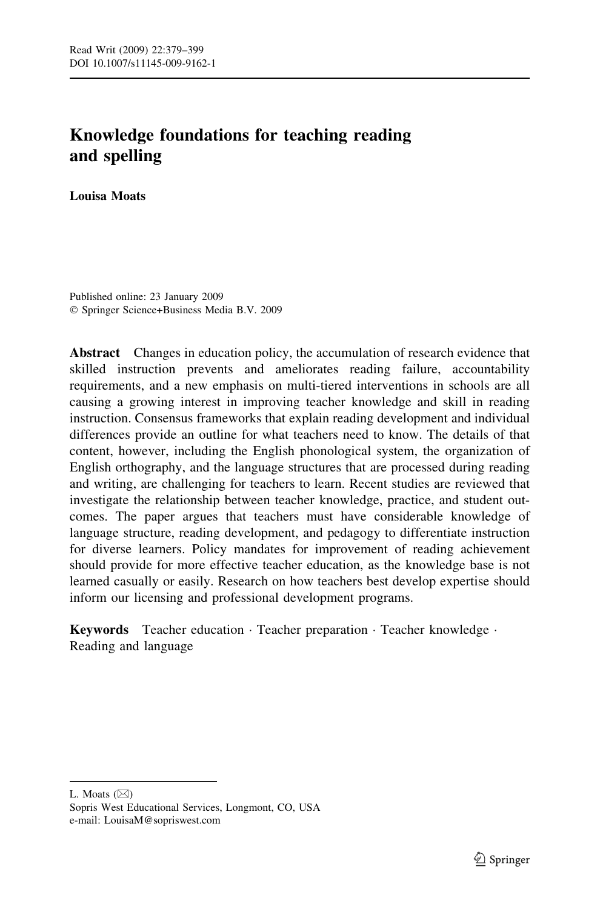# Knowledge foundations for teaching reading and spelling

**Louisa Moats**

Published online: 23 January 2009
© Springer Science+Business Media B.V. 2009

**Abstract** Changes in education policy, the accumulation of research evidence that skilled instruction prevents and ameliorates reading failure, accountability requirements, and a new emphasis on multi-tiered interventions in schools are all causing a growing interest in improving teacher knowledge and skill in reading instruction. Consensus frameworks that explain reading development and individual differences provide an outline for what teachers need to know. The details of that content, however, including the English phonological system, the organization of English orthography, and the language structures that are processed during reading and writing, are challenging for teachers to learn. Recent studies are reviewed that investigate the relationship between teacher knowledge, practice, and student outcomes. The paper argues that teachers must have considerable knowledge of language structure, reading development, and pedagogy to differentiate instruction for diverse learners. Policy mandates for improvement of reading achievement should provide for more effective teacher education, as the knowledge base is not learned casually or easily. Research on how teachers best develop expertise should inform our licensing and professional development programs.

**Keywords** Teacher education · Teacher preparation · Teacher knowledge · Reading and language

---

L. Moats (✉)
Sopris West Educational Services, Longmont, CO, USA
e-mail: LouisaM@sopriswest.com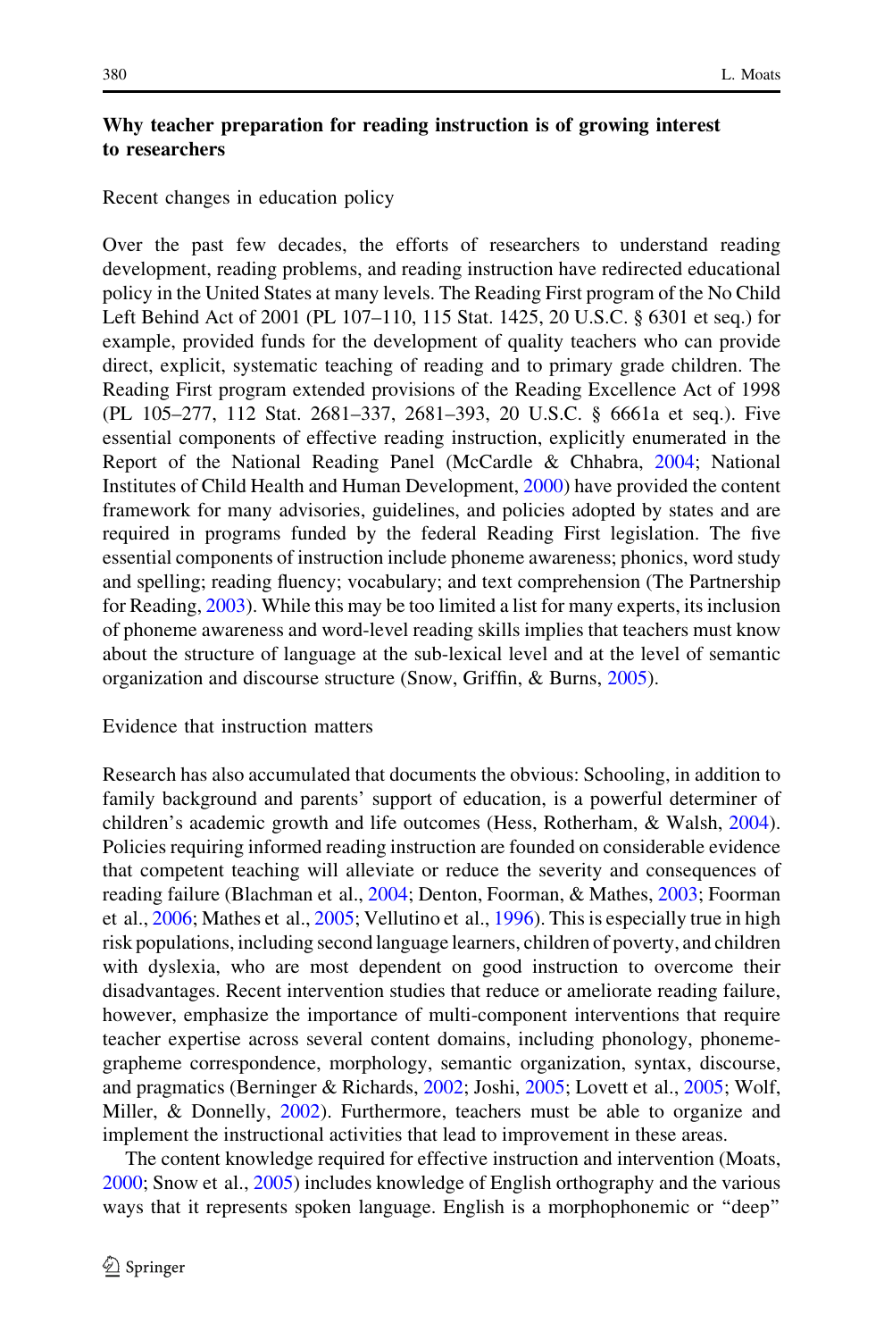## Why teacher preparation for reading instruction is of growing interest to researchers

### Recent changes in education policy

Over the past few decades, the efforts of researchers to understand reading development, reading problems, and reading instruction have redirected educational policy in the United States at many levels. The Reading First program of the No Child Left Behind Act of 2001 (PL 107–110, 115 Stat. 1425, 20 U.S.C. § 6301 et seq.) for example, provided funds for the development of quality teachers who can provide direct, explicit, systematic teaching of reading and to primary grade children. The Reading First program extended provisions of the Reading Excellence Act of 1998 (PL 105–277, 112 Stat. 2681–337, 2681–393, 20 U.S.C. § 6661a et seq.). Five essential components of effective reading instruction, explicitly enumerated in the Report of the National Reading Panel (McCardle & Chhabra, 2004; National Institutes of Child Health and Human Development, 2000) have provided the content framework for many advisories, guidelines, and policies adopted by states and are required in programs funded by the federal Reading First legislation. The five essential components of instruction include phoneme awareness; phonics, word study and spelling; reading fluency; vocabulary; and text comprehension (The Partnership for Reading, 2003). While this may be too limited a list for many experts, its inclusion of phoneme awareness and word-level reading skills implies that teachers must know about the structure of language at the sub-lexical level and at the level of semantic organization and discourse structure (Snow, Griffin, & Burns, 2005).

### Evidence that instruction matters

Research has also accumulated that documents the obvious: Schooling, in addition to family background and parents' support of education, is a powerful determiner of children's academic growth and life outcomes (Hess, Rotherham, & Walsh, 2004). Policies requiring informed reading instruction are founded on considerable evidence that competent teaching will alleviate or reduce the severity and consequences of reading failure (Blachman et al., 2004; Denton, Foorman, & Mathes, 2003; Foorman et al., 2006; Mathes et al., 2005; Vellutino et al., 1996). This is especially true in high risk populations, including second language learners, children of poverty, and children with dyslexia, who are most dependent on good instruction to overcome their disadvantages. Recent intervention studies that reduce or ameliorate reading failure, however, emphasize the importance of multi-component interventions that require teacher expertise across several content domains, including phonology, phoneme-grapheme correspondence, morphology, semantic organization, syntax, discourse, and pragmatics (Berninger & Richards, 2002; Joshi, 2005; Lovett et al., 2005; Wolf, Miller, & Donnelly, 2002). Furthermore, teachers must be able to organize and implement the instructional activities that lead to improvement in these areas.

The content knowledge required for effective instruction and intervention (Moats, 2000; Snow et al., 2005) includes knowledge of English orthography and the various ways that it represents spoken language. English is a morphophonemic or "deep"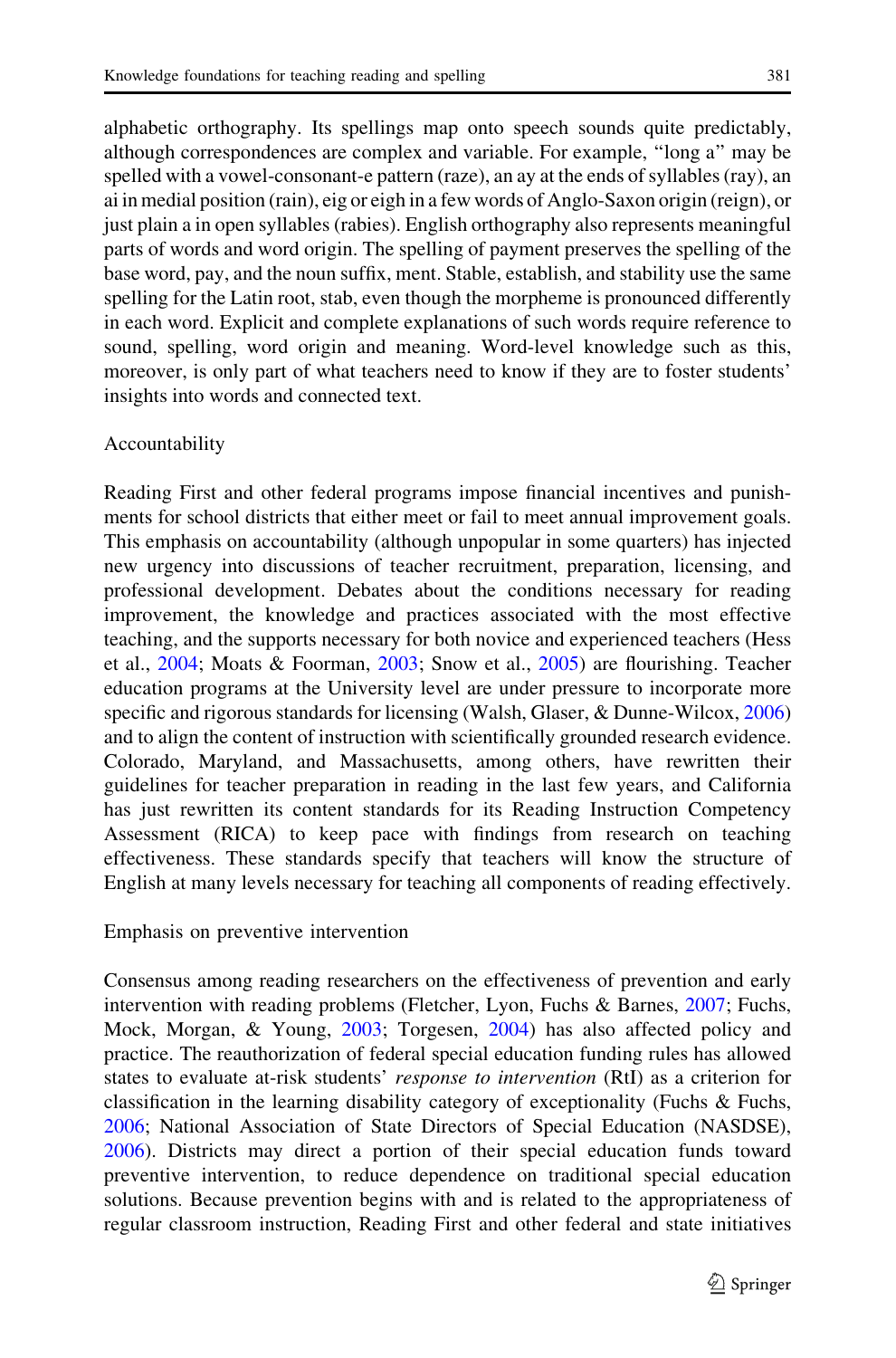alphabetic orthography. Its spellings map onto speech sounds quite predictably, although correspondences are complex and variable. For example, "long a" may be spelled with a vowel-consonant-e pattern (raze), an ay at the ends of syllables (ray), an ai in medial position (rain), eig or eigh in a few words of Anglo-Saxon origin (reign), or just plain a in open syllables (rabies). English orthography also represents meaningful parts of words and word origin. The spelling of payment preserves the spelling of the base word, pay, and the noun suffix, ment. Stable, establish, and stability use the same spelling for the Latin root, stab, even though the morpheme is pronounced differently in each word. Explicit and complete explanations of such words require reference to sound, spelling, word origin and meaning. Word-level knowledge such as this, moreover, is only part of what teachers need to know if they are to foster students' insights into words and connected text.

### Accountability

Reading First and other federal programs impose financial incentives and punishments for school districts that either meet or fail to meet annual improvement goals. This emphasis on accountability (although unpopular in some quarters) has injected new urgency into discussions of teacher recruitment, preparation, licensing, and professional development. Debates about the conditions necessary for reading improvement, the knowledge and practices associated with the most effective teaching, and the supports necessary for both novice and experienced teachers (Hess et al., 2004; Moats & Foorman, 2003; Snow et al., 2005) are flourishing. Teacher education programs at the University level are under pressure to incorporate more specific and rigorous standards for licensing (Walsh, Glaser, & Dunne-Wilcox, 2006) and to align the content of instruction with scientifically grounded research evidence. Colorado, Maryland, and Massachusetts, among others, have rewritten their guidelines for teacher preparation in reading in the last few years, and California has just rewritten its content standards for its Reading Instruction Competency Assessment (RICA) to keep pace with findings from research on teaching effectiveness. These standards specify that teachers will know the structure of English at many levels necessary for teaching all components of reading effectively.

### Emphasis on preventive intervention

Consensus among reading researchers on the effectiveness of prevention and early intervention with reading problems (Fletcher, Lyon, Fuchs & Barnes, 2007; Fuchs, Mock, Morgan, & Young, 2003; Torgesen, 2004) has also affected policy and practice. The reauthorization of federal special education funding rules has allowed states to evaluate at-risk students' *response to intervention* (RtI) as a criterion for classification in the learning disability category of exceptionality (Fuchs & Fuchs, 2006; National Association of State Directors of Special Education (NASDSE), 2006). Districts may direct a portion of their special education funds toward preventive intervention, to reduce dependence on traditional special education solutions. Because prevention begins with and is related to the appropriateness of regular classroom instruction, Reading First and other federal and state initiatives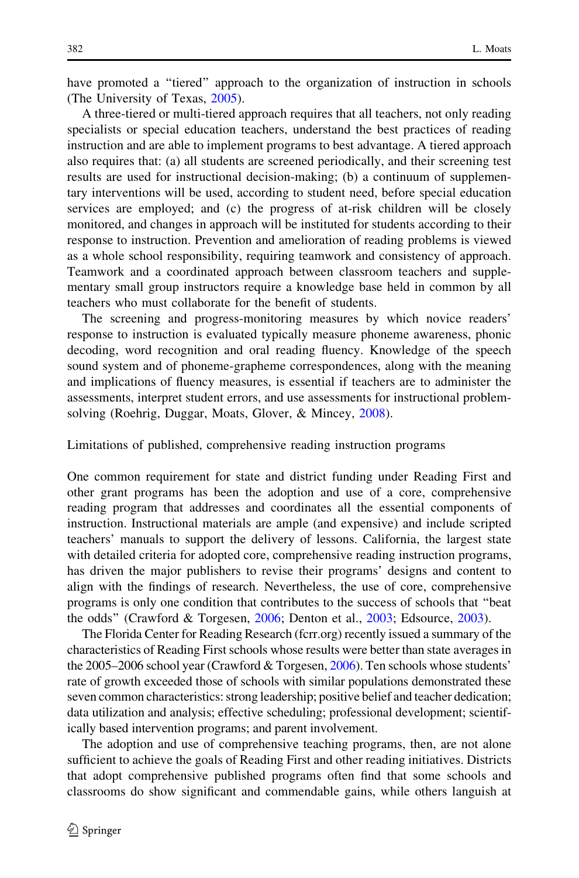have promoted a "tiered" approach to the organization of instruction in schools (The University of Texas, 2005).

A three-tiered or multi-tiered approach requires that all teachers, not only reading specialists or special education teachers, understand the best practices of reading instruction and are able to implement programs to best advantage. A tiered approach also requires that: (a) all students are screened periodically, and their screening test results are used for instructional decision-making; (b) a continuum of supplementary interventions will be used, according to student need, before special education services are employed; and (c) the progress of at-risk children will be closely monitored, and changes in approach will be instituted for students according to their response to instruction. Prevention and amelioration of reading problems is viewed as a whole school responsibility, requiring teamwork and consistency of approach. Teamwork and a coordinated approach between classroom teachers and supplementary small group instructors require a knowledge base held in common by all teachers who must collaborate for the benefit of students.

The screening and progress-monitoring measures by which novice readers' response to instruction is evaluated typically measure phoneme awareness, phonic decoding, word recognition and oral reading fluency. Knowledge of the speech sound system and of phoneme-grapheme correspondences, along with the meaning and implications of fluency measures, is essential if teachers are to administer the assessments, interpret student errors, and use assessments for instructional problem-solving (Roehrig, Duggar, Moats, Glover, & Mincey, 2008).

## Limitations of published, comprehensive reading instruction programs

One common requirement for state and district funding under Reading First and other grant programs has been the adoption and use of a core, comprehensive reading program that addresses and coordinates all the essential components of instruction. Instructional materials are ample (and expensive) and include scripted teachers' manuals to support the delivery of lessons. California, the largest state with detailed criteria for adopted core, comprehensive reading instruction programs, has driven the major publishers to revise their programs' designs and content to align with the findings of research. Nevertheless, the use of core, comprehensive programs is only one condition that contributes to the success of schools that "beat the odds" (Crawford & Torgesen, 2006; Denton et al., 2003; Edsource, 2003).

The Florida Center for Reading Research (fcrr.org) recently issued a summary of the characteristics of Reading First schools whose results were better than state averages in the 2005–2006 school year (Crawford & Torgesen, 2006). Ten schools whose students' rate of growth exceeded those of schools with similar populations demonstrated these seven common characteristics: strong leadership; positive belief and teacher dedication; data utilization and analysis; effective scheduling; professional development; scientifically based intervention programs; and parent involvement.

The adoption and use of comprehensive teaching programs, then, are not alone sufficient to achieve the goals of Reading First and other reading initiatives. Districts that adopt comprehensive published programs often find that some schools and classrooms do show significant and commendable gains, while others languish at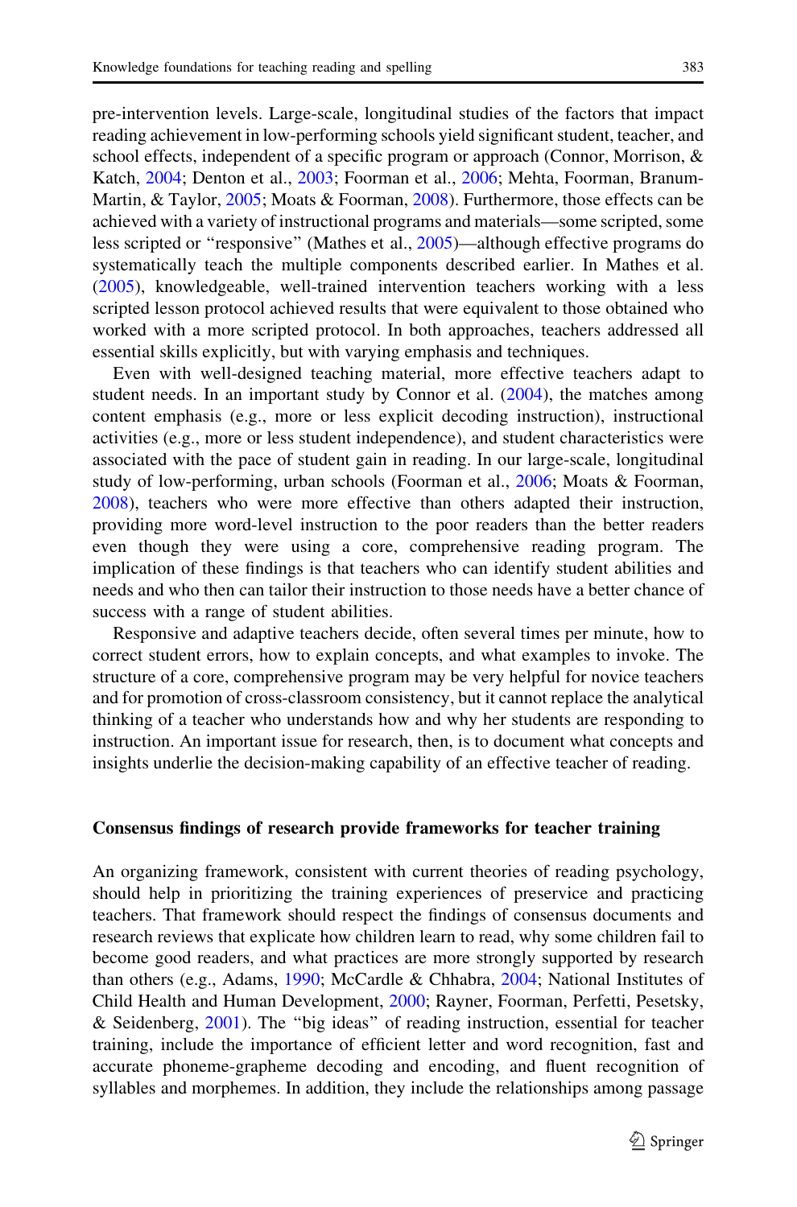pre-intervention levels. Large-scale, longitudinal studies of the factors that impact reading achievement in low-performing schools yield significant student, teacher, and school effects, independent of a specific program or approach (Connor, Morrison, & Katch, 2004; Denton et al., 2003; Foorman et al., 2006; Mehta, Foorman, Branum-Martin, & Taylor, 2005; Moats & Foorman, 2008). Furthermore, those effects can be achieved with a variety of instructional programs and materials—some scripted, some less scripted or "responsive" (Mathes et al., 2005)—although effective programs do systematically teach the multiple components described earlier. In Mathes et al. (2005), knowledgeable, well-trained intervention teachers working with a less scripted lesson protocol achieved results that were equivalent to those obtained who worked with a more scripted protocol. In both approaches, teachers addressed all essential skills explicitly, but with varying emphasis and techniques.

Even with well-designed teaching material, more effective teachers adapt to student needs. In an important study by Connor et al. (2004), the matches among content emphasis (e.g., more or less explicit decoding instruction), instructional activities (e.g., more or less student independence), and student characteristics were associated with the pace of student gain in reading. In our large-scale, longitudinal study of low-performing, urban schools (Foorman et al., 2006; Moats & Foorman, 2008), teachers who were more effective than others adapted their instruction, providing more word-level instruction to the poor readers than the better readers even though they were using a core, comprehensive reading program. The implication of these findings is that teachers who can identify student abilities and needs and who then can tailor their instruction to those needs have a better chance of success with a range of student abilities.

Responsive and adaptive teachers decide, often several times per minute, how to correct student errors, how to explain concepts, and what examples to invoke. The structure of a core, comprehensive program may be very helpful for novice teachers and for promotion of cross-classroom consistency, but it cannot replace the analytical thinking of a teacher who understands how and why her students are responding to instruction. An important issue for research, then, is to document what concepts and insights underlie the decision-making capability of an effective teacher of reading.

## Consensus findings of research provide frameworks for teacher training

An organizing framework, consistent with current theories of reading psychology, should help in prioritizing the training experiences of preservice and practicing teachers. That framework should respect the findings of consensus documents and research reviews that explicate how children learn to read, why some children fail to become good readers, and what practices are more strongly supported by research than others (e.g., Adams, 1990; McCardle & Chhabra, 2004; National Institutes of Child Health and Human Development, 2000; Rayner, Foorman, Perfetti, Pesetsky, & Seidenberg, 2001). The "big ideas" of reading instruction, essential for teacher training, include the importance of efficient letter and word recognition, fast and accurate phoneme-grapheme decoding and encoding, and fluent recognition of syllables and morphemes. In addition, they include the relationships among passage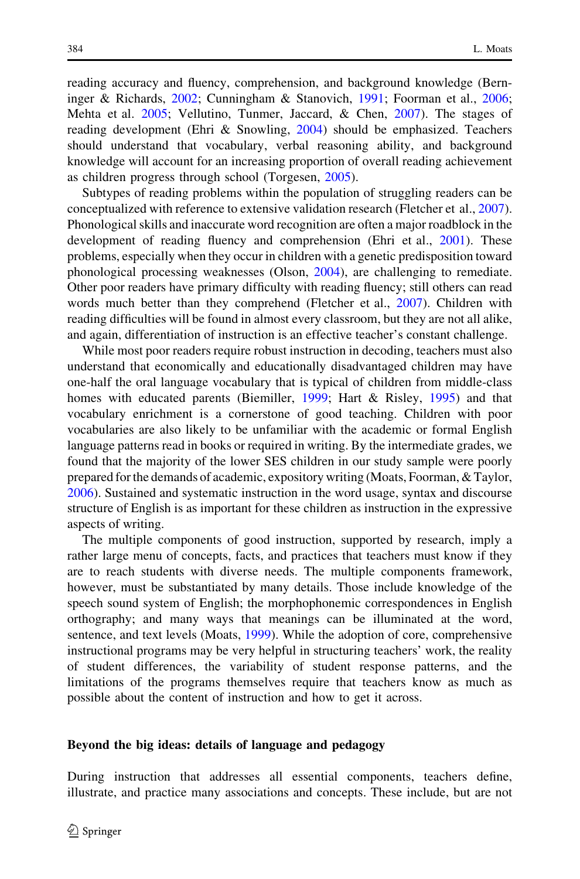reading accuracy and fluency, comprehension, and background knowledge (Berninger & Richards, 2002; Cunningham & Stanovich, 1991; Foorman et al., 2006; Mehta et al. 2005; Vellutino, Tunmer, Jaccard, & Chen, 2007). The stages of reading development (Ehri & Snowling, 2004) should be emphasized. Teachers should understand that vocabulary, verbal reasoning ability, and background knowledge will account for an increasing proportion of overall reading achievement as children progress through school (Torgesen, 2005).

Subtypes of reading problems within the population of struggling readers can be conceptualized with reference to extensive validation research (Fletcher et al., 2007). Phonological skills and inaccurate word recognition are often a major roadblock in the development of reading fluency and comprehension (Ehri et al., 2001). These problems, especially when they occur in children with a genetic predisposition toward phonological processing weaknesses (Olson, 2004), are challenging to remediate. Other poor readers have primary difficulty with reading fluency; still others can read words much better than they comprehend (Fletcher et al., 2007). Children with reading difficulties will be found in almost every classroom, but they are not all alike, and again, differentiation of instruction is an effective teacher's constant challenge.

While most poor readers require robust instruction in decoding, teachers must also understand that economically and educationally disadvantaged children may have one-half the oral language vocabulary that is typical of children from middle-class homes with educated parents (Biemiller, 1999; Hart & Risley, 1995) and that vocabulary enrichment is a cornerstone of good teaching. Children with poor vocabularies are also likely to be unfamiliar with the academic or formal English language patterns read in books or required in writing. By the intermediate grades, we found that the majority of the lower SES children in our study sample were poorly prepared for the demands of academic, expository writing (Moats, Foorman, & Taylor, 2006). Sustained and systematic instruction in the word usage, syntax and discourse structure of English is as important for these children as instruction in the expressive aspects of writing.

The multiple components of good instruction, supported by research, imply a rather large menu of concepts, facts, and practices that teachers must know if they are to reach students with diverse needs. The multiple components framework, however, must be substantiated by many details. Those include knowledge of the speech sound system of English; the morphophonemic correspondences in English orthography; and many ways that meanings can be illuminated at the word, sentence, and text levels (Moats, 1999). While the adoption of core, comprehensive instructional programs may be very helpful in structuring teachers' work, the reality of student differences, the variability of student response patterns, and the limitations of the programs themselves require that teachers know as much as possible about the content of instruction and how to get it across.

## Beyond the big ideas: details of language and pedagogy

During instruction that addresses all essential components, teachers define, illustrate, and practice many associations and concepts. These include, but are not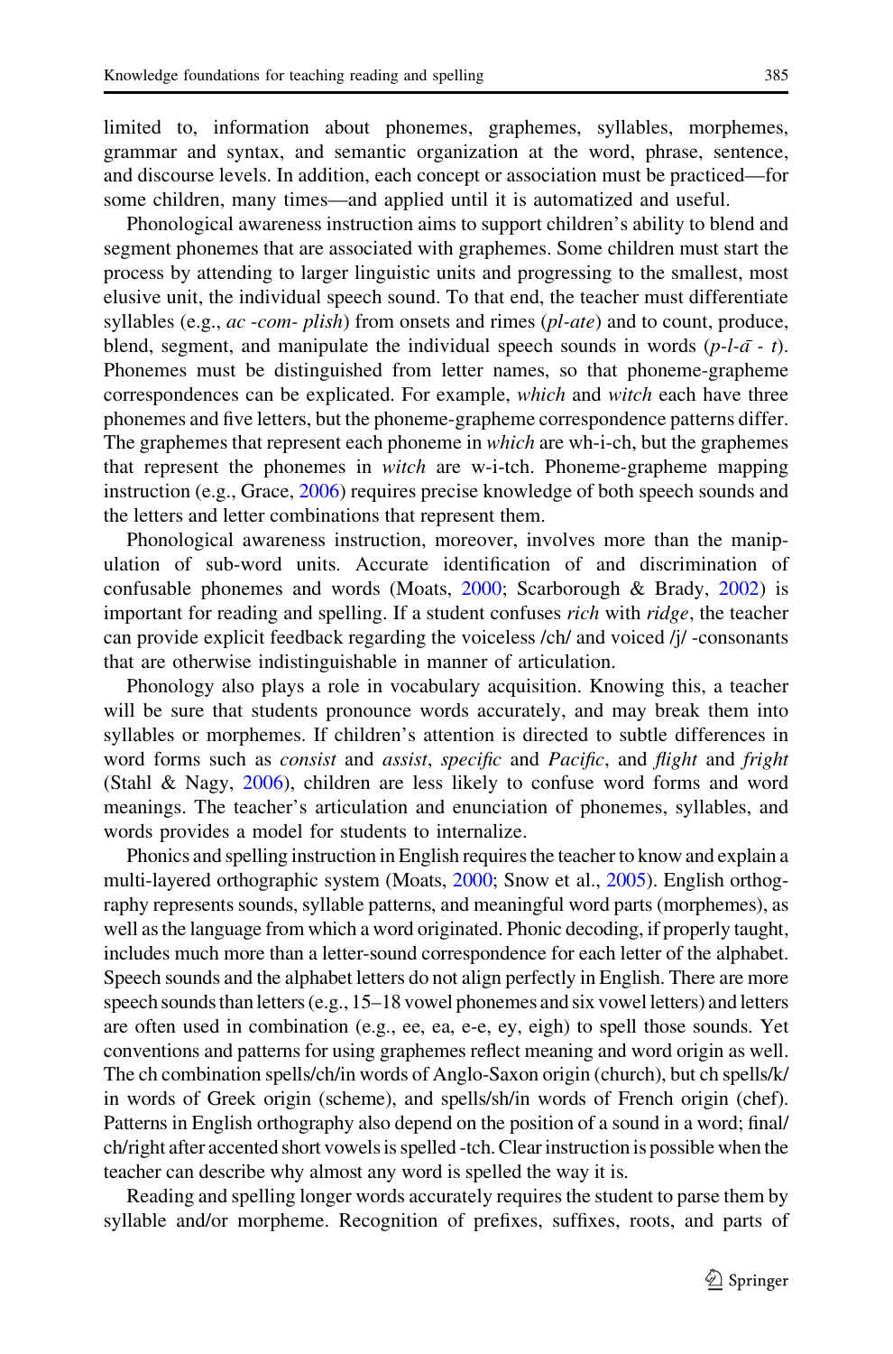limited to, information about phonemes, graphemes, syllables, morphemes, grammar and syntax, and semantic organization at the word, phrase, sentence, and discourse levels. In addition, each concept or association must be practiced—for some children, many times—and applied until it is automatized and useful.

Phonological awareness instruction aims to support children's ability to blend and segment phonemes that are associated with graphemes. Some children must start the process by attending to larger linguistic units and progressing to the smallest, most elusive unit, the individual speech sound. To that end, the teacher must differentiate syllables (e.g., *ac -com- plish*) from onsets and rimes (*pl-ate*) and to count, produce, blend, segment, and manipulate the individual speech sounds in words (*p-l-ā - t*). Phonemes must be distinguished from letter names, so that phoneme-grapheme correspondences can be explicated. For example, *which* and *witch* each have three phonemes and five letters, but the phoneme-grapheme correspondence patterns differ. The graphemes that represent each phoneme in *which* are wh-i-ch, but the graphemes that represent the phonemes in *witch* are w-i-tch. Phoneme-grapheme mapping instruction (e.g., Grace, 2006) requires precise knowledge of both speech sounds and the letters and letter combinations that represent them.

Phonological awareness instruction, moreover, involves more than the manipulation of sub-word units. Accurate identification of and discrimination of confusable phonemes and words (Moats, 2000; Scarborough & Brady, 2002) is important for reading and spelling. If a student confuses *rich* with *ridge*, the teacher can provide explicit feedback regarding the voiceless /ch/ and voiced /j/ -consonants that are otherwise indistinguishable in manner of articulation.

Phonology also plays a role in vocabulary acquisition. Knowing this, a teacher will be sure that students pronounce words accurately, and may break them into syllables or morphemes. If children's attention is directed to subtle differences in word forms such as *consist* and *assist*, *specific* and *Pacific*, and *flight* and *fright* (Stahl & Nagy, 2006), children are less likely to confuse word forms and word meanings. The teacher's articulation and enunciation of phonemes, syllables, and words provides a model for students to internalize.

Phonics and spelling instruction in English requires the teacher to know and explain a multi-layered orthographic system (Moats, 2000; Snow et al., 2005). English orthography represents sounds, syllable patterns, and meaningful word parts (morphemes), as well as the language from which a word originated. Phonic decoding, if properly taught, includes much more than a letter-sound correspondence for each letter of the alphabet. Speech sounds and the alphabet letters do not align perfectly in English. There are more speech sounds than letters (e.g., 15–18 vowel phonemes and six vowel letters) and letters are often used in combination (e.g., ee, ea, e-e, ey, eigh) to spell those sounds. Yet conventions and patterns for using graphemes reflect meaning and word origin as well. The ch combination spells/ch/in words of Anglo-Saxon origin (church), but ch spells/k/ in words of Greek origin (scheme), and spells/sh/in words of French origin (chef). Patterns in English orthography also depend on the position of a sound in a word; final/ ch/right after accented short vowels is spelled -tch. Clear instruction is possible when the teacher can describe why almost any word is spelled the way it is.

Reading and spelling longer words accurately requires the student to parse them by syllable and/or morpheme. Recognition of prefixes, suffixes, roots, and parts of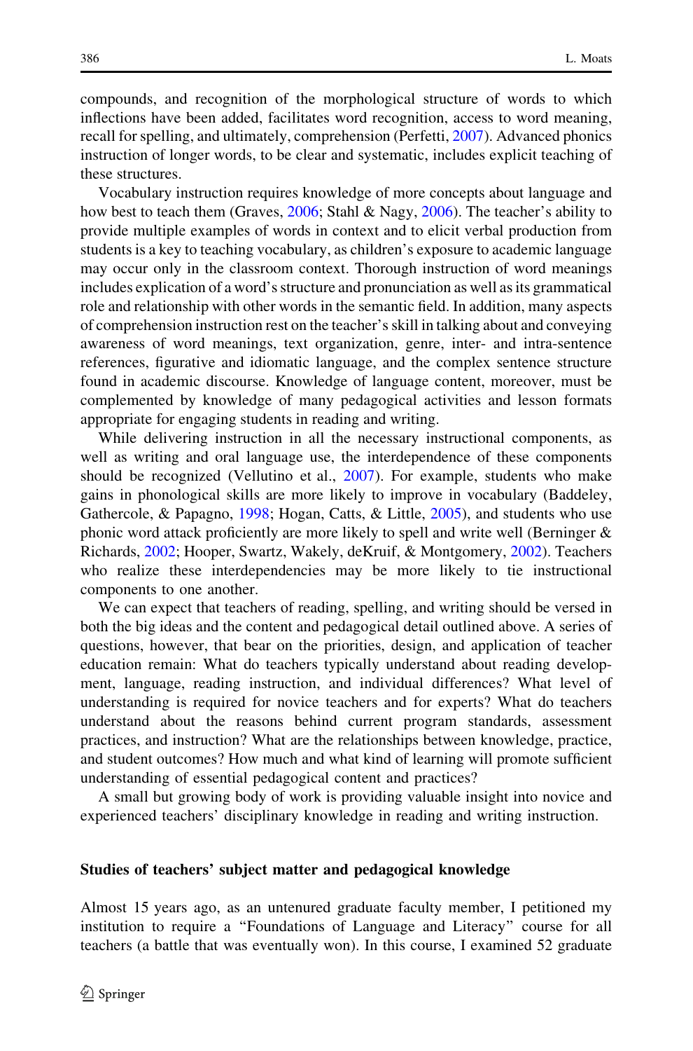compounds, and recognition of the morphological structure of words to which inflections have been added, facilitates word recognition, access to word meaning, recall for spelling, and ultimately, comprehension (Perfetti, 2007). Advanced phonics instruction of longer words, to be clear and systematic, includes explicit teaching of these structures.

Vocabulary instruction requires knowledge of more concepts about language and how best to teach them (Graves, 2006; Stahl & Nagy, 2006). The teacher's ability to provide multiple examples of words in context and to elicit verbal production from students is a key to teaching vocabulary, as children's exposure to academic language may occur only in the classroom context. Thorough instruction of word meanings includes explication of a word's structure and pronunciation as well as its grammatical role and relationship with other words in the semantic field. In addition, many aspects of comprehension instruction rest on the teacher's skill in talking about and conveying awareness of word meanings, text organization, genre, inter- and intra-sentence references, figurative and idiomatic language, and the complex sentence structure found in academic discourse. Knowledge of language content, moreover, must be complemented by knowledge of many pedagogical activities and lesson formats appropriate for engaging students in reading and writing.

While delivering instruction in all the necessary instructional components, as well as writing and oral language use, the interdependence of these components should be recognized (Vellutino et al., 2007). For example, students who make gains in phonological skills are more likely to improve in vocabulary (Baddeley, Gathercole, & Papagno, 1998; Hogan, Catts, & Little, 2005), and students who use phonic word attack proficiently are more likely to spell and write well (Berninger & Richards, 2002; Hooper, Swartz, Wakely, deKruif, & Montgomery, 2002). Teachers who realize these interdependencies may be more likely to tie instructional components to one another.

We can expect that teachers of reading, spelling, and writing should be versed in both the big ideas and the content and pedagogical detail outlined above. A series of questions, however, that bear on the priorities, design, and application of teacher education remain: What do teachers typically understand about reading development, language, reading instruction, and individual differences? What level of understanding is required for novice teachers and for experts? What do teachers understand about the reasons behind current program standards, assessment practices, and instruction? What are the relationships between knowledge, practice, and student outcomes? How much and what kind of learning will promote sufficient understanding of essential pedagogical content and practices?

A small but growing body of work is providing valuable insight into novice and experienced teachers' disciplinary knowledge in reading and writing instruction.

### Studies of teachers' subject matter and pedagogical knowledge

Almost 15 years ago, as an untenured graduate faculty member, I petitioned my institution to require a "Foundations of Language and Literacy" course for all teachers (a battle that was eventually won). In this course, I examined 52 graduate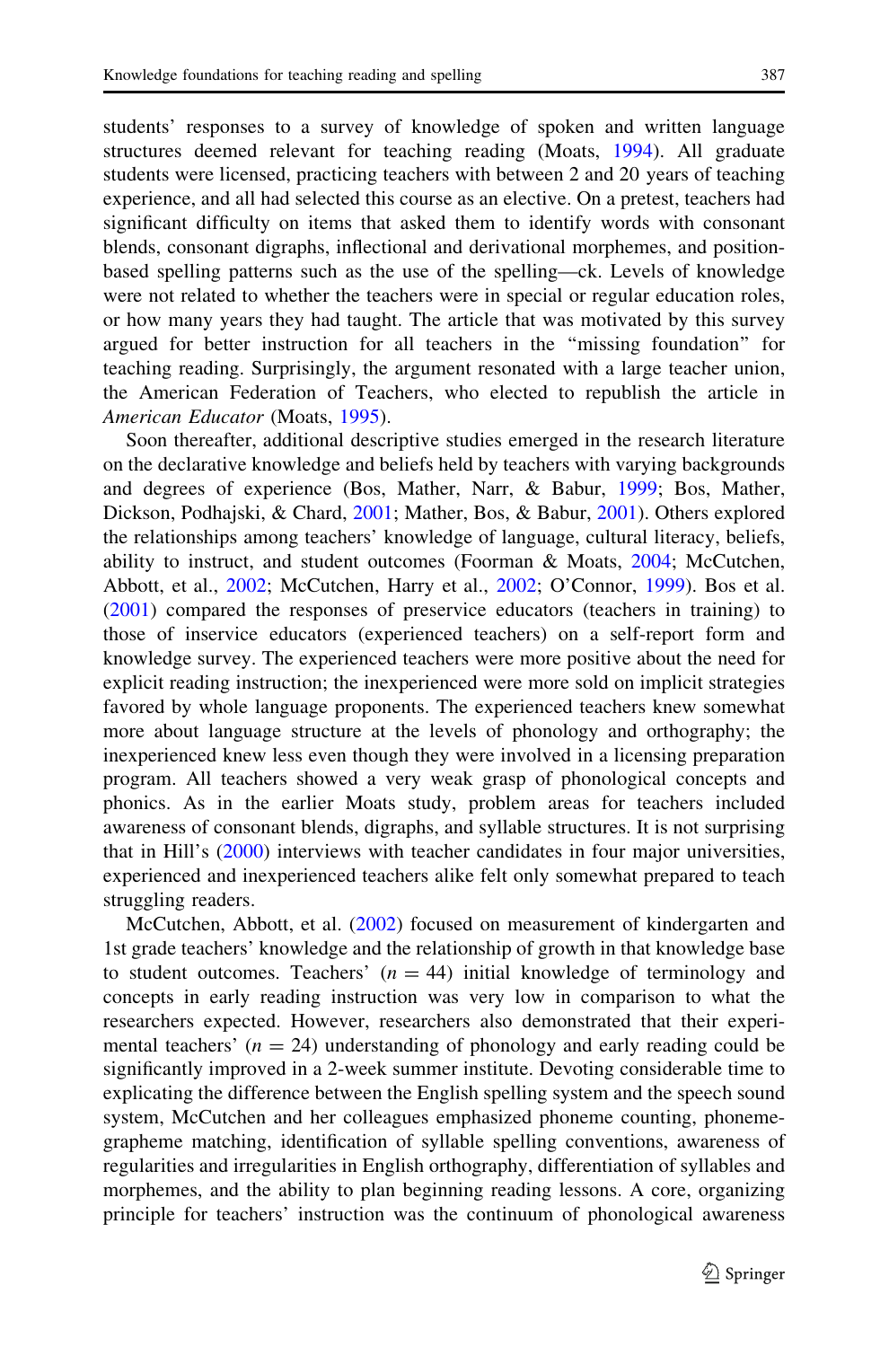students' responses to a survey of knowledge of spoken and written language structures deemed relevant for teaching reading (Moats, 1994). All graduate students were licensed, practicing teachers with between 2 and 20 years of teaching experience, and all had selected this course as an elective. On a pretest, teachers had significant difficulty on items that asked them to identify words with consonant blends, consonant digraphs, inflectional and derivational morphemes, and position-based spelling patterns such as the use of the spelling—ck. Levels of knowledge were not related to whether the teachers were in special or regular education roles, or how many years they had taught. The article that was motivated by this survey argued for better instruction for all teachers in the "missing foundation" for teaching reading. Surprisingly, the argument resonated with a large teacher union, the American Federation of Teachers, who elected to republish the article in *American Educator* (Moats, 1995).

Soon thereafter, additional descriptive studies emerged in the research literature on the declarative knowledge and beliefs held by teachers with varying backgrounds and degrees of experience (Bos, Mather, Narr, & Babur, 1999; Bos, Mather, Dickson, Podhajski, & Chard, 2001; Mather, Bos, & Babur, 2001). Others explored the relationships among teachers' knowledge of language, cultural literacy, beliefs, ability to instruct, and student outcomes (Foorman & Moats, 2004; McCutchen, Abbott, et al., 2002; McCutchen, Harry et al., 2002; O'Connor, 1999). Bos et al. (2001) compared the responses of preservice educators (teachers in training) to those of inservice educators (experienced teachers) on a self-report form and knowledge survey. The experienced teachers were more positive about the need for explicit reading instruction; the inexperienced were more sold on implicit strategies favored by whole language proponents. The experienced teachers knew somewhat more about language structure at the levels of phonology and orthography; the inexperienced knew less even though they were involved in a licensing preparation program. All teachers showed a very weak grasp of phonological concepts and phonics. As in the earlier Moats study, problem areas for teachers included awareness of consonant blends, digraphs, and syllable structures. It is not surprising that in Hill's (2000) interviews with teacher candidates in four major universities, experienced and inexperienced teachers alike felt only somewhat prepared to teach struggling readers.

McCutchen, Abbott, et al. (2002) focused on measurement of kindergarten and 1st grade teachers' knowledge and the relationship of growth in that knowledge base to student outcomes. Teachers' ($n = 44$) initial knowledge of terminology and concepts in early reading instruction was very low in comparison to what the researchers expected. However, researchers also demonstrated that their experimental teachers' ($n = 24$) understanding of phonology and early reading could be significantly improved in a 2-week summer institute. Devoting considerable time to explicating the difference between the English spelling system and the speech sound system, McCutchen and her colleagues emphasized phoneme counting, phoneme-grapheme matching, identification of syllable spelling conventions, awareness of regularities and irregularities in English orthography, differentiation of syllables and morphemes, and the ability to plan beginning reading lessons. A core, organizing principle for teachers' instruction was the continuum of phonological awareness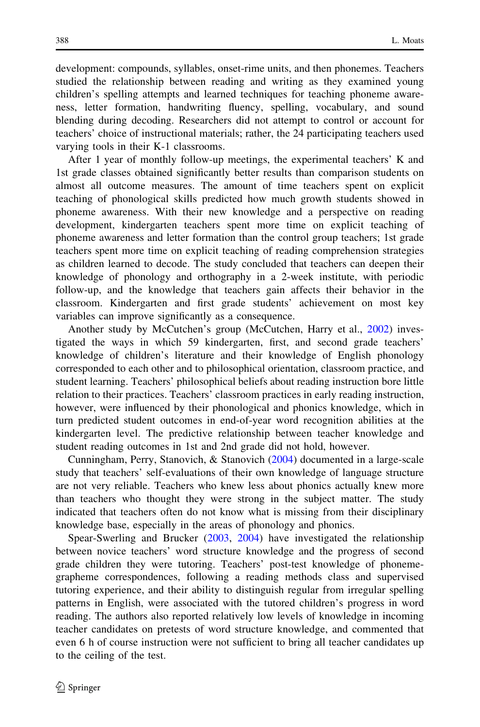development: compounds, syllables, onset-rime units, and then phonemes. Teachers studied the relationship between reading and writing as they examined young children's spelling attempts and learned techniques for teaching phoneme awareness, letter formation, handwriting fluency, spelling, vocabulary, and sound blending during decoding. Researchers did not attempt to control or account for teachers' choice of instructional materials; rather, the 24 participating teachers used varying tools in their K-1 classrooms.

After 1 year of monthly follow-up meetings, the experimental teachers' K and 1st grade classes obtained significantly better results than comparison students on almost all outcome measures. The amount of time teachers spent on explicit teaching of phonological skills predicted how much growth students showed in phoneme awareness. With their new knowledge and a perspective on reading development, kindergarten teachers spent more time on explicit teaching of phoneme awareness and letter formation than the control group teachers; 1st grade teachers spent more time on explicit teaching of reading comprehension strategies as children learned to decode. The study concluded that teachers can deepen their knowledge of phonology and orthography in a 2-week institute, with periodic follow-up, and the knowledge that teachers gain affects their behavior in the classroom. Kindergarten and first grade students' achievement on most key variables can improve significantly as a consequence.

Another study by McCutchen's group (McCutchen, Harry et al., 2002) investigated the ways in which 59 kindergarten, first, and second grade teachers' knowledge of children's literature and their knowledge of English phonology corresponded to each other and to philosophical orientation, classroom practice, and student learning. Teachers' philosophical beliefs about reading instruction bore little relation to their practices. Teachers' classroom practices in early reading instruction, however, were influenced by their phonological and phonics knowledge, which in turn predicted student outcomes in end-of-year word recognition abilities at the kindergarten level. The predictive relationship between teacher knowledge and student reading outcomes in 1st and 2nd grade did not hold, however.

Cunningham, Perry, Stanovich, & Stanovich (2004) documented in a large-scale study that teachers' self-evaluations of their own knowledge of language structure are not very reliable. Teachers who knew less about phonics actually knew more than teachers who thought they were strong in the subject matter. The study indicated that teachers often do not know what is missing from their disciplinary knowledge base, especially in the areas of phonology and phonics.

Spear-Swerling and Brucker (2003, 2004) have investigated the relationship between novice teachers' word structure knowledge and the progress of second grade children they were tutoring. Teachers' post-test knowledge of phoneme-grapheme correspondences, following a reading methods class and supervised tutoring experience, and their ability to distinguish regular from irregular spelling patterns in English, were associated with the tutored children's progress in word reading. The authors also reported relatively low levels of knowledge in incoming teacher candidates on pretests of word structure knowledge, and commented that even 6 h of course instruction were not sufficient to bring all teacher candidates up to the ceiling of the test.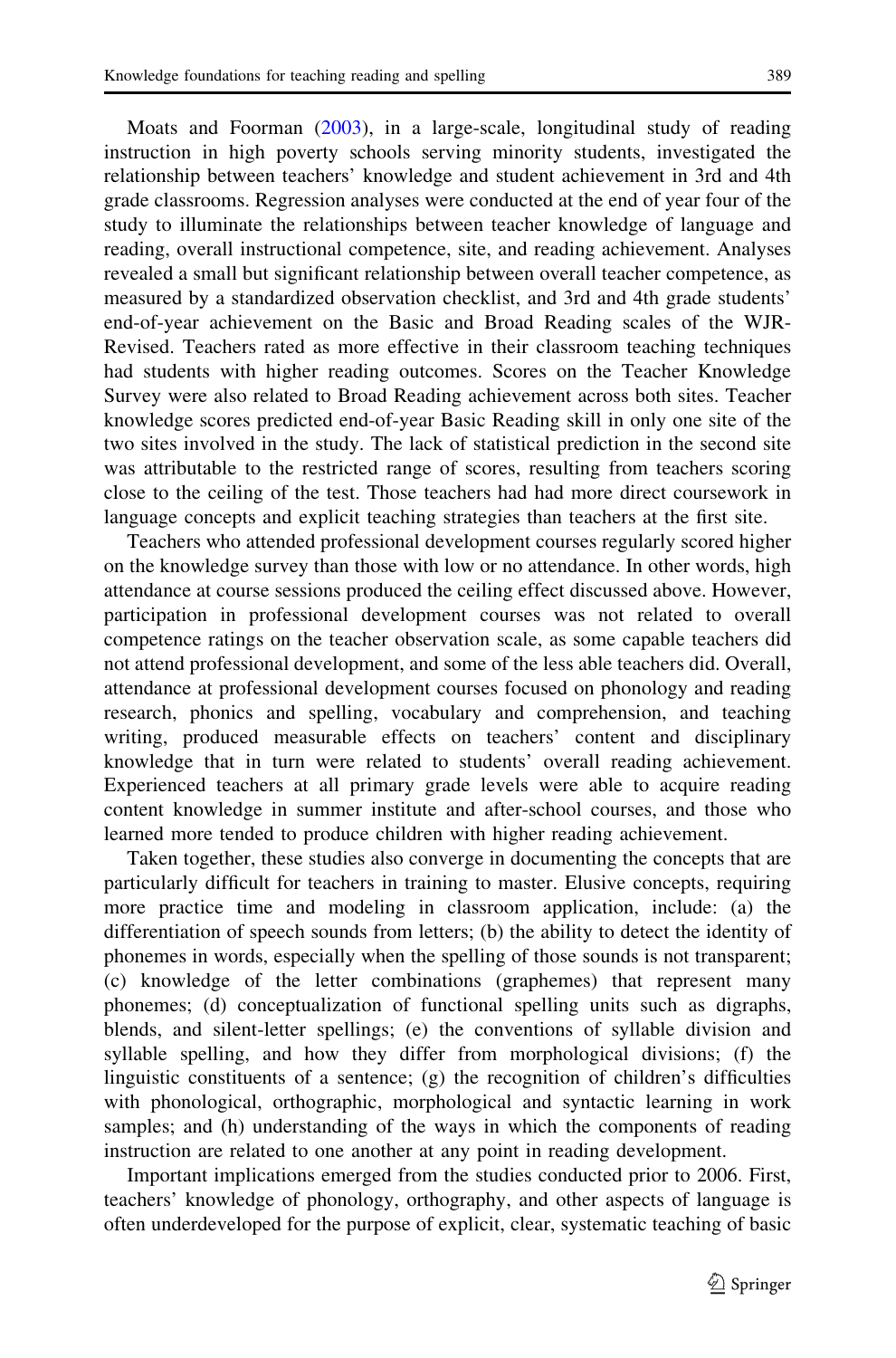Moats and Foorman (2003), in a large-scale, longitudinal study of reading instruction in high poverty schools serving minority students, investigated the relationship between teachers' knowledge and student achievement in 3rd and 4th grade classrooms. Regression analyses were conducted at the end of year four of the study to illuminate the relationships between teacher knowledge of language and reading, overall instructional competence, site, and reading achievement. Analyses revealed a small but significant relationship between overall teacher competence, as measured by a standardized observation checklist, and 3rd and 4th grade students' end-of-year achievement on the Basic and Broad Reading scales of the WJR-Revised. Teachers rated as more effective in their classroom teaching techniques had students with higher reading outcomes. Scores on the Teacher Knowledge Survey were also related to Broad Reading achievement across both sites. Teacher knowledge scores predicted end-of-year Basic Reading skill in only one site of the two sites involved in the study. The lack of statistical prediction in the second site was attributable to the restricted range of scores, resulting from teachers scoring close to the ceiling of the test. Those teachers had had more direct coursework in language concepts and explicit teaching strategies than teachers at the first site.

Teachers who attended professional development courses regularly scored higher on the knowledge survey than those with low or no attendance. In other words, high attendance at course sessions produced the ceiling effect discussed above. However, participation in professional development courses was not related to overall competence ratings on the teacher observation scale, as some capable teachers did not attend professional development, and some of the less able teachers did. Overall, attendance at professional development courses focused on phonology and reading research, phonics and spelling, vocabulary and comprehension, and teaching writing, produced measurable effects on teachers' content and disciplinary knowledge that in turn were related to students' overall reading achievement. Experienced teachers at all primary grade levels were able to acquire reading content knowledge in summer institute and after-school courses, and those who learned more tended to produce children with higher reading achievement.

Taken together, these studies also converge in documenting the concepts that are particularly difficult for teachers in training to master. Elusive concepts, requiring more practice time and modeling in classroom application, include: (a) the differentiation of speech sounds from letters; (b) the ability to detect the identity of phonemes in words, especially when the spelling of those sounds is not transparent; (c) knowledge of the letter combinations (graphemes) that represent many phonemes; (d) conceptualization of functional spelling units such as digraphs, blends, and silent-letter spellings; (e) the conventions of syllable division and syllable spelling, and how they differ from morphological divisions; (f) the linguistic constituents of a sentence; (g) the recognition of children's difficulties with phonological, orthographic, morphological and syntactic learning in work samples; and (h) understanding of the ways in which the components of reading instruction are related to one another at any point in reading development.

Important implications emerged from the studies conducted prior to 2006. First, teachers' knowledge of phonology, orthography, and other aspects of language is often underdeveloped for the purpose of explicit, clear, systematic teaching of basic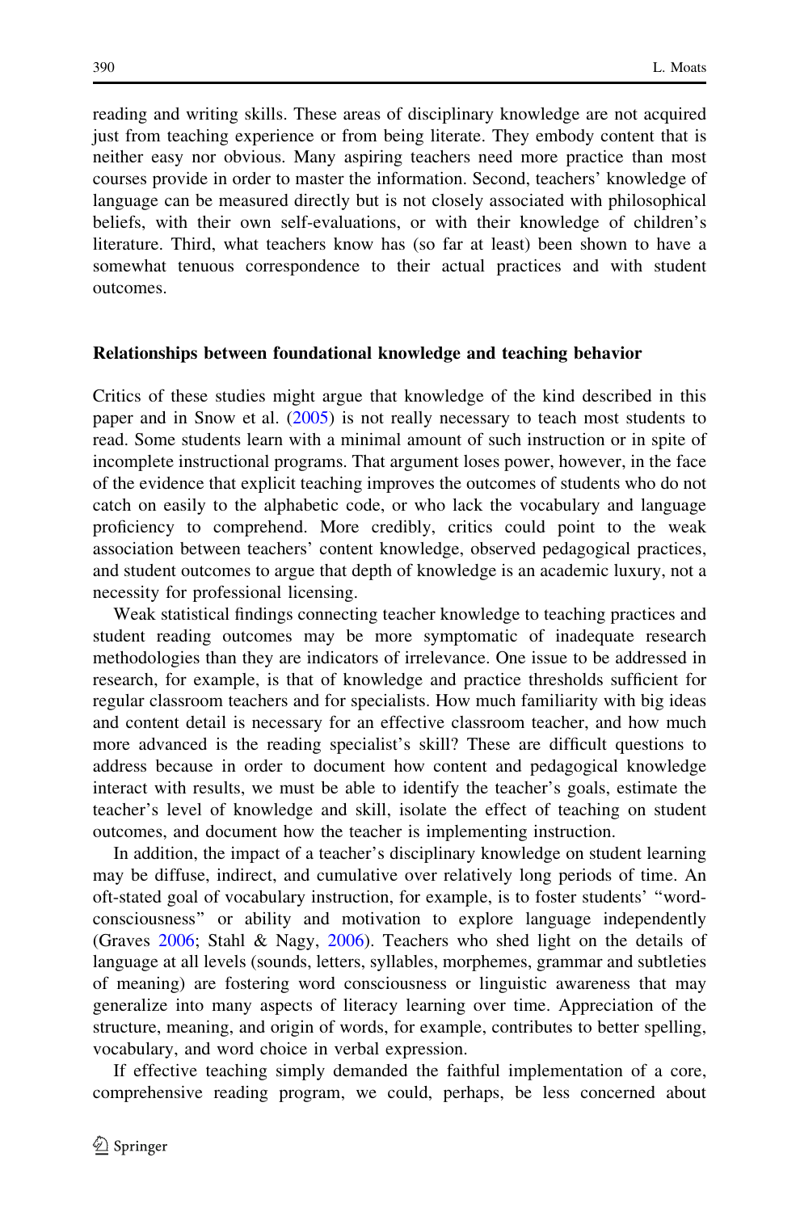reading and writing skills. These areas of disciplinary knowledge are not acquired just from teaching experience or from being literate. They embody content that is neither easy nor obvious. Many aspiring teachers need more practice than most courses provide in order to master the information. Second, teachers' knowledge of language can be measured directly but is not closely associated with philosophical beliefs, with their own self-evaluations, or with their knowledge of children's literature. Third, what teachers know has (so far at least) been shown to have a somewhat tenuous correspondence to their actual practices and with student outcomes.

## Relationships between foundational knowledge and teaching behavior

Critics of these studies might argue that knowledge of the kind described in this paper and in Snow et al. (2005) is not really necessary to teach most students to read. Some students learn with a minimal amount of such instruction or in spite of incomplete instructional programs. That argument loses power, however, in the face of the evidence that explicit teaching improves the outcomes of students who do not catch on easily to the alphabetic code, or who lack the vocabulary and language proficiency to comprehend. More credibly, critics could point to the weak association between teachers' content knowledge, observed pedagogical practices, and student outcomes to argue that depth of knowledge is an academic luxury, not a necessity for professional licensing.

Weak statistical findings connecting teacher knowledge to teaching practices and student reading outcomes may be more symptomatic of inadequate research methodologies than they are indicators of irrelevance. One issue to be addressed in research, for example, is that of knowledge and practice thresholds sufficient for regular classroom teachers and for specialists. How much familiarity with big ideas and content detail is necessary for an effective classroom teacher, and how much more advanced is the reading specialist's skill? These are difficult questions to address because in order to document how content and pedagogical knowledge interact with results, we must be able to identify the teacher's goals, estimate the teacher's level of knowledge and skill, isolate the effect of teaching on student outcomes, and document how the teacher is implementing instruction.

In addition, the impact of a teacher's disciplinary knowledge on student learning may be diffuse, indirect, and cumulative over relatively long periods of time. An oft-stated goal of vocabulary instruction, for example, is to foster students' "word-consciousness" or ability and motivation to explore language independently (Graves 2006; Stahl & Nagy, 2006). Teachers who shed light on the details of language at all levels (sounds, letters, syllables, morphemes, grammar and subtleties of meaning) are fostering word consciousness or linguistic awareness that may generalize into many aspects of literacy learning over time. Appreciation of the structure, meaning, and origin of words, for example, contributes to better spelling, vocabulary, and word choice in verbal expression.

If effective teaching simply demanded the faithful implementation of a core, comprehensive reading program, we could, perhaps, be less concerned about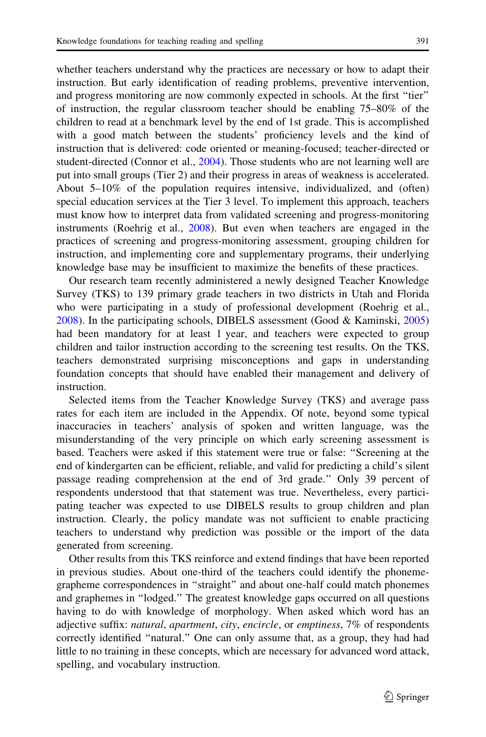whether teachers understand why the practices are necessary or how to adapt their instruction. But early identification of reading problems, preventive intervention, and progress monitoring are now commonly expected in schools. At the first "tier" of instruction, the regular classroom teacher should be enabling 75–80% of the children to read at a benchmark level by the end of 1st grade. This is accomplished with a good match between the students' proficiency levels and the kind of instruction that is delivered: code oriented or meaning-focused; teacher-directed or student-directed (Connor et al., 2004). Those students who are not learning well are put into small groups (Tier 2) and their progress in areas of weakness is accelerated. About 5–10% of the population requires intensive, individualized, and (often) special education services at the Tier 3 level. To implement this approach, teachers must know how to interpret data from validated screening and progress-monitoring instruments (Roehrig et al., 2008). But even when teachers are engaged in the practices of screening and progress-monitoring assessment, grouping children for instruction, and implementing core and supplementary programs, their underlying knowledge base may be insufficient to maximize the benefits of these practices.

Our research team recently administered a newly designed Teacher Knowledge Survey (TKS) to 139 primary grade teachers in two districts in Utah and Florida who were participating in a study of professional development (Roehrig et al., 2008). In the participating schools, DIBELS assessment (Good & Kaminski, 2005) had been mandatory for at least 1 year, and teachers were expected to group children and tailor instruction according to the screening test results. On the TKS, teachers demonstrated surprising misconceptions and gaps in understanding foundation concepts that should have enabled their management and delivery of instruction.

Selected items from the Teacher Knowledge Survey (TKS) and average pass rates for each item are included in the Appendix. Of note, beyond some typical inaccuracies in teachers' analysis of spoken and written language, was the misunderstanding of the very principle on which early screening assessment is based. Teachers were asked if this statement were true or false: "Screening at the end of kindergarten can be efficient, reliable, and valid for predicting a child's silent passage reading comprehension at the end of 3rd grade." Only 39 percent of respondents understood that that statement was true. Nevertheless, every participating teacher was expected to use DIBELS results to group children and plan instruction. Clearly, the policy mandate was not sufficient to enable practicing teachers to understand why prediction was possible or the import of the data generated from screening.

Other results from this TKS reinforce and extend findings that have been reported in previous studies. About one-third of the teachers could identify the phoneme-grapheme correspondences in "straight" and about one-half could match phonemes and graphemes in "lodged." The greatest knowledge gaps occurred on all questions having to do with knowledge of morphology. When asked which word has an adjective suffix: *natural*, *apartment*, *city*, *encircle*, or *emptiness*, 7% of respondents correctly identified "natural." One can only assume that, as a group, they had had little to no training in these concepts, which are necessary for advanced word attack, spelling, and vocabulary instruction.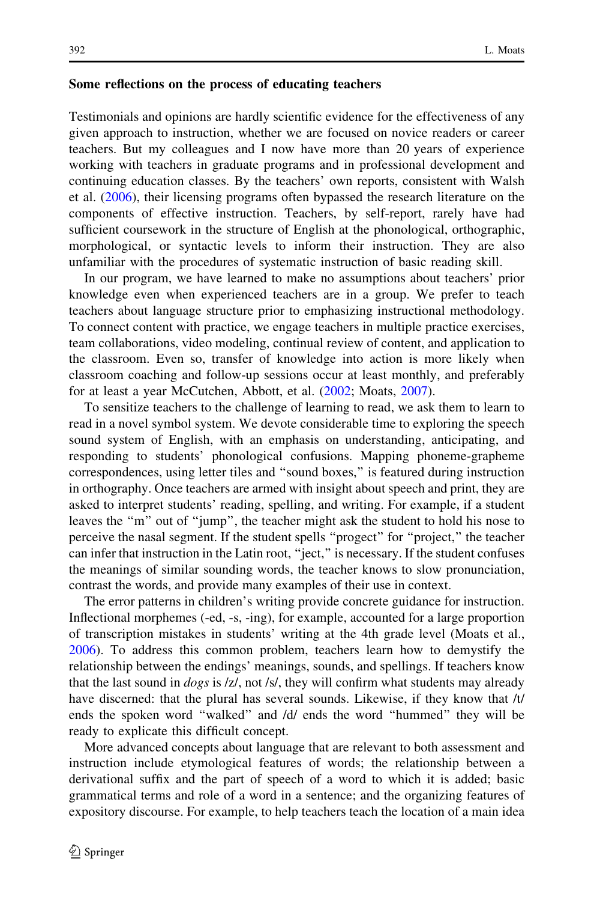### Some reflections on the process of educating teachers

Testimonials and opinions are hardly scientific evidence for the effectiveness of any given approach to instruction, whether we are focused on novice readers or career teachers. But my colleagues and I now have more than 20 years of experience working with teachers in graduate programs and in professional development and continuing education classes. By the teachers' own reports, consistent with Walsh et al. (2006), their licensing programs often bypassed the research literature on the components of effective instruction. Teachers, by self-report, rarely have had sufficient coursework in the structure of English at the phonological, orthographic, morphological, or syntactic levels to inform their instruction. They are also unfamiliar with the procedures of systematic instruction of basic reading skill.

In our program, we have learned to make no assumptions about teachers' prior knowledge even when experienced teachers are in a group. We prefer to teach teachers about language structure prior to emphasizing instructional methodology. To connect content with practice, we engage teachers in multiple practice exercises, team collaborations, video modeling, continual review of content, and application to the classroom. Even so, transfer of knowledge into action is more likely when classroom coaching and follow-up sessions occur at least monthly, and preferably for at least a year McCutchen, Abbott, et al. (2002; Moats, 2007).

To sensitize teachers to the challenge of learning to read, we ask them to learn to read in a novel symbol system. We devote considerable time to exploring the speech sound system of English, with an emphasis on understanding, anticipating, and responding to students' phonological confusions. Mapping phoneme-grapheme correspondences, using letter tiles and "sound boxes," is featured during instruction in orthography. Once teachers are armed with insight about speech and print, they are asked to interpret students' reading, spelling, and writing. For example, if a student leaves the "m" out of "jump", the teacher might ask the student to hold his nose to perceive the nasal segment. If the student spells "progect" for "project," the teacher can infer that instruction in the Latin root, "ject," is necessary. If the student confuses the meanings of similar sounding words, the teacher knows to slow pronunciation, contrast the words, and provide many examples of their use in context.

The error patterns in children's writing provide concrete guidance for instruction. Inflectional morphemes (-ed, -s, -ing), for example, accounted for a large proportion of transcription mistakes in students' writing at the 4th grade level (Moats et al., 2006). To address this common problem, teachers learn how to demystify the relationship between the endings' meanings, sounds, and spellings. If teachers know that the last sound in *dogs* is /z/, not /s/, they will confirm what students may already have discerned: that the plural has several sounds. Likewise, if they know that /t/ ends the spoken word "walked" and /d/ ends the word "hummed" they will be ready to explicate this difficult concept.

More advanced concepts about language that are relevant to both assessment and instruction include etymological features of words; the relationship between a derivational suffix and the part of speech of a word to which it is added; basic grammatical terms and role of a word in a sentence; and the organizing features of expository discourse. For example, to help teachers teach the location of a main idea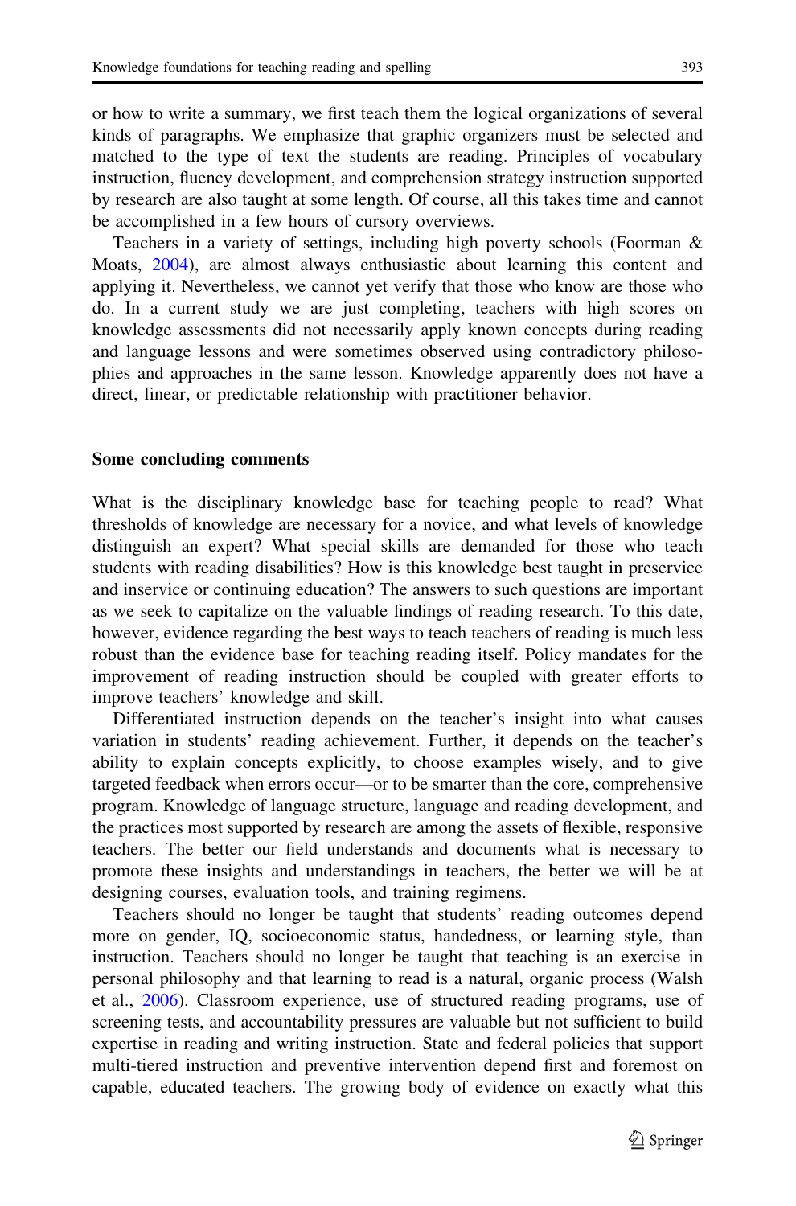or how to write a summary, we first teach them the logical organizations of several kinds of paragraphs. We emphasize that graphic organizers must be selected and matched to the type of text the students are reading. Principles of vocabulary instruction, fluency development, and comprehension strategy instruction supported by research are also taught at some length. Of course, all this takes time and cannot be accomplished in a few hours of cursory overviews.

Teachers in a variety of settings, including high poverty schools (Foorman & Moats, 2004), are almost always enthusiastic about learning this content and applying it. Nevertheless, we cannot yet verify that those who know are those who do. In a current study we are just completing, teachers with high scores on knowledge assessments did not necessarily apply known concepts during reading and language lessons and were sometimes observed using contradictory philosophies and approaches in the same lesson. Knowledge apparently does not have a direct, linear, or predictable relationship with practitioner behavior.

## Some concluding comments

What is the disciplinary knowledge base for teaching people to read? What thresholds of knowledge are necessary for a novice, and what levels of knowledge distinguish an expert? What special skills are demanded for those who teach students with reading disabilities? How is this knowledge best taught in preservice and inservice or continuing education? The answers to such questions are important as we seek to capitalize on the valuable findings of reading research. To this date, however, evidence regarding the best ways to teach teachers of reading is much less robust than the evidence base for teaching reading itself. Policy mandates for the improvement of reading instruction should be coupled with greater efforts to improve teachers' knowledge and skill.

Differentiated instruction depends on the teacher's insight into what causes variation in students' reading achievement. Further, it depends on the teacher's ability to explain concepts explicitly, to choose examples wisely, and to give targeted feedback when errors occur—or to be smarter than the core, comprehensive program. Knowledge of language structure, language and reading development, and the practices most supported by research are among the assets of flexible, responsive teachers. The better our field understands and documents what is necessary to promote these insights and understandings in teachers, the better we will be at designing courses, evaluation tools, and training regimens.

Teachers should no longer be taught that students' reading outcomes depend more on gender, IQ, socioeconomic status, handedness, or learning style, than instruction. Teachers should no longer be taught that teaching is an exercise in personal philosophy and that learning to read is a natural, organic process (Walsh et al., 2006). Classroom experience, use of structured reading programs, use of screening tests, and accountability pressures are valuable but not sufficient to build expertise in reading and writing instruction. State and federal policies that support multi-tiered instruction and preventive intervention depend first and foremost on capable, educated teachers. The growing body of evidence on exactly what this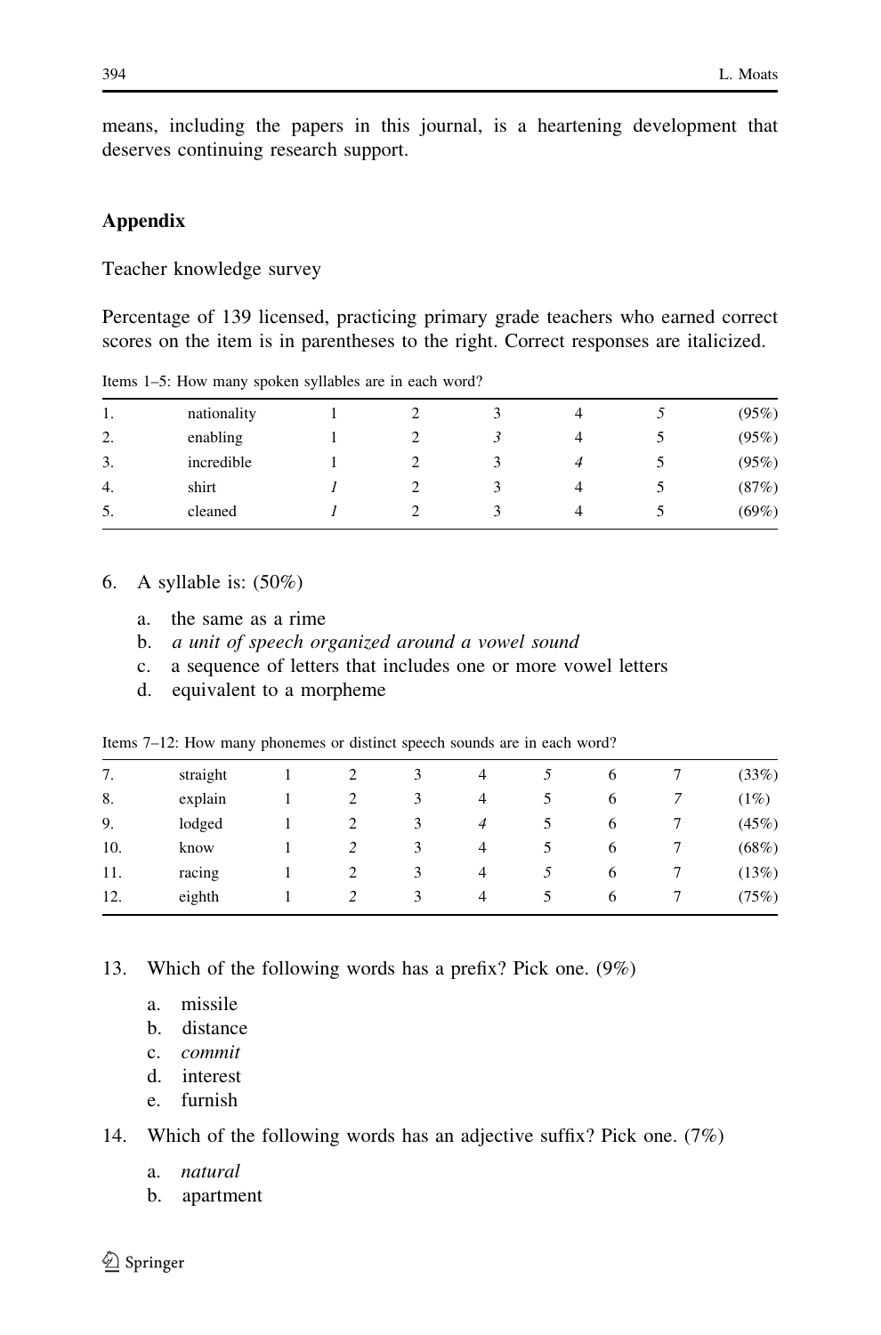means, including the papers in this journal, is a heartening development that deserves continuing research support.

## Appendix

Teacher knowledge survey

Percentage of 139 licensed, practicing primary grade teachers who earned correct scores on the item is in parentheses to the right. Correct responses are italicized.

Items 1–5: How many spoken syllables are in each word?

| | | | | | | | |
|---|---|---|---|---|---|---|---|
| 1. | nationality | 1 | 2 | 3 | 4 | *5* | (95%) |
| 2. | enabling | 1 | 2 | *3* | 4 | 5 | (95%) |
| 3. | incredible | 1 | 2 | 3 | *4* | 5 | (95%) |
| 4. | shirt | *1* | 2 | 3 | 4 | 5 | (87%) |
| 5. | cleaned | *1* | 2 | 3 | 4 | 5 | (69%) |

6. A syllable is: (50%)
   a. the same as a rime
   b. *a unit of speech organized around a vowel sound*
   c. a sequence of letters that includes one or more vowel letters
   d. equivalent to a morpheme

Items 7–12: How many phonemes or distinct speech sounds are in each word?

| | | | | | | | | | |
|---|---|---|---|---|---|---|---|---|---|
| 7. | straight | 1 | 2 | 3 | 4 | *5* | 6 | 7 | (33%) |
| 8. | explain | 1 | 2 | 3 | 4 | 5 | 6 | *7* | (1%) |
| 9. | lodged | 1 | 2 | 3 | *4* | 5 | 6 | 7 | (45%) |
| 10. | know | 1 | *2* | 3 | 4 | 5 | 6 | 7 | (68%) |
| 11. | racing | 1 | 2 | 3 | 4 | *5* | 6 | 7 | (13%) |
| 12. | eighth | 1 | *2* | 3 | 4 | 5 | 6 | 7 | (75%) |

13. Which of the following words has a prefix? Pick one. (9%)
    a. missile
    b. distance
    c. *commit*
    d. interest
    e. furnish

14. Which of the following words has an adjective suffix? Pick one. (7%)
    a. *natural*
    b. apartment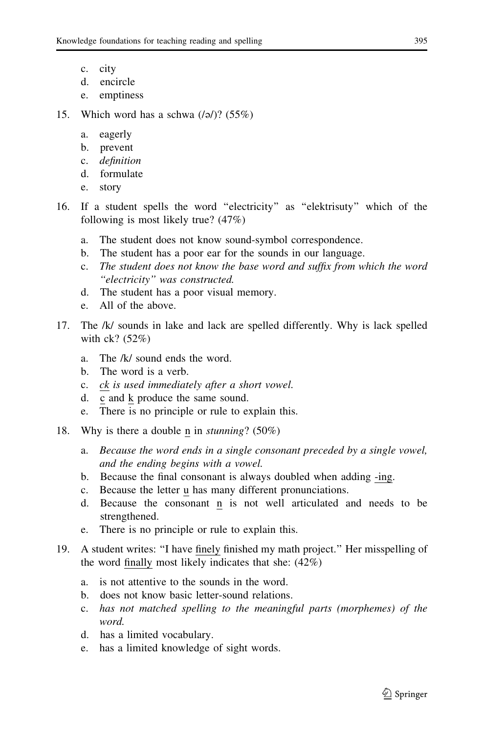c. city
d. encircle
e. emptiness

15. Which word has a schwa (/ə/)? (55%)

    a. eagerly
    b. prevent
    c. *definition*
    d. formulate
    e. story

16. If a student spells the word "electricity" as "elektrisuty" which of the following is most likely true? (47%)

    a. The student does not know sound-symbol correspondence.
    b. The student has a poor ear for the sounds in our language.
    c. *The student does not know the base word and suffix from which the word "electricity" was constructed.*
    d. The student has a poor visual memory.
    e. All of the above.

17. The /k/ sounds in lake and lack are spelled differently. Why is lack spelled with ck? (52%)

    a. The /k/ sound ends the word.
    b. The word is a verb.
    c. *ck is used immediately after a short vowel.*
    d. c and k produce the same sound.
    e. There is no principle or rule to explain this.

18. Why is there a double n in *stunning*? (50%)

    a. *Because the word ends in a single consonant preceded by a single vowel, and the ending begins with a vowel.*
    b. Because the final consonant is always doubled when adding -ing.
    c. Because the letter u has many different pronunciations.
    d. Because the consonant n is not well articulated and needs to be strengthened.
    e. There is no principle or rule to explain this.

19. A student writes: "I have finely finished my math project." Her misspelling of the word finally most likely indicates that she: (42%)

    a. is not attentive to the sounds in the word.
    b. does not know basic letter-sound relations.
    c. *has not matched spelling to the meaningful parts (morphemes) of the word.*
    d. has a limited vocabulary.
    e. has a limited knowledge of sight words.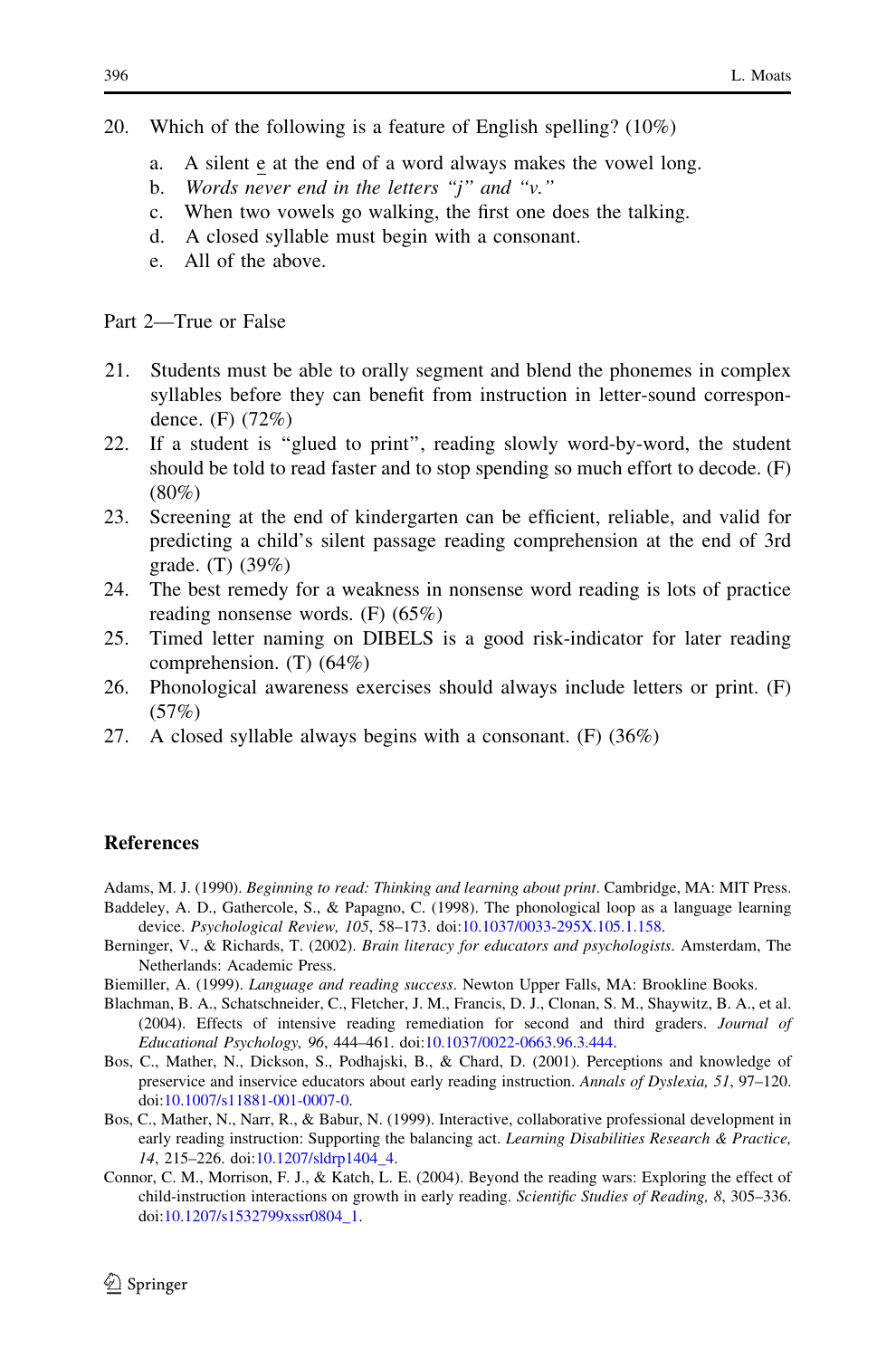20. Which of the following is a feature of English spelling? (10%)

    a. A silent e at the end of a word always makes the vowel long.
    b. *Words never end in the letters "j" and "v."*
    c. When two vowels go walking, the first one does the talking.
    d. A closed syllable must begin with a consonant.
    e. All of the above.

Part 2—True or False

21. Students must be able to orally segment and blend the phonemes in complex syllables before they can benefit from instruction in letter-sound correspondence. (F) (72%)
22. If a student is "glued to print", reading slowly word-by-word, the student should be told to read faster and to stop spending so much effort to decode. (F) (80%)
23. Screening at the end of kindergarten can be efficient, reliable, and valid for predicting a child's silent passage reading comprehension at the end of 3rd grade. (T) (39%)
24. The best remedy for a weakness in nonsense word reading is lots of practice reading nonsense words. (F) (65%)
25. Timed letter naming on DIBELS is a good risk-indicator for later reading comprehension. (T) (64%)
26. Phonological awareness exercises should always include letters or print. (F) (57%)
27. A closed syllable always begins with a consonant. (F) (36%)

## References

Adams, M. J. (1990). *Beginning to read: Thinking and learning about print*. Cambridge, MA: MIT Press.

Baddeley, A. D., Gathercole, S., & Papagno, C. (1998). The phonological loop as a language learning device. *Psychological Review, 105*, 58–173. doi:10.1037/0033-295X.105.1.158.

Berninger, V., & Richards, T. (2002). *Brain literacy for educators and psychologists*. Amsterdam, The Netherlands: Academic Press.

Biemiller, A. (1999). *Language and reading success*. Newton Upper Falls, MA: Brookline Books.

Blachman, B. A., Schatschneider, C., Fletcher, J. M., Francis, D. J., Clonan, S. M., Shaywitz, B. A., et al. (2004). Effects of intensive reading remediation for second and third graders. *Journal of Educational Psychology, 96*, 444–461. doi:10.1037/0022-0663.96.3.444.

Bos, C., Mather, N., Dickson, S., Podhajski, B., & Chard, D. (2001). Perceptions and knowledge of preservice and inservice educators about early reading instruction. *Annals of Dyslexia, 51*, 97–120. doi:10.1007/s11881-001-0007-0.

Bos, C., Mather, N., Narr, R., & Babur, N. (1999). Interactive, collaborative professional development in early reading instruction: Supporting the balancing act. *Learning Disabilities Research & Practice, 14*, 215–226. doi:10.1207/sldrp1404_4.

Connor, C. M., Morrison, F. J., & Katch, L. E. (2004). Beyond the reading wars: Exploring the effect of child-instruction interactions on growth in early reading. *Scientific Studies of Reading, 8*, 305–336. doi:10.1207/s1532799xssr0804_1.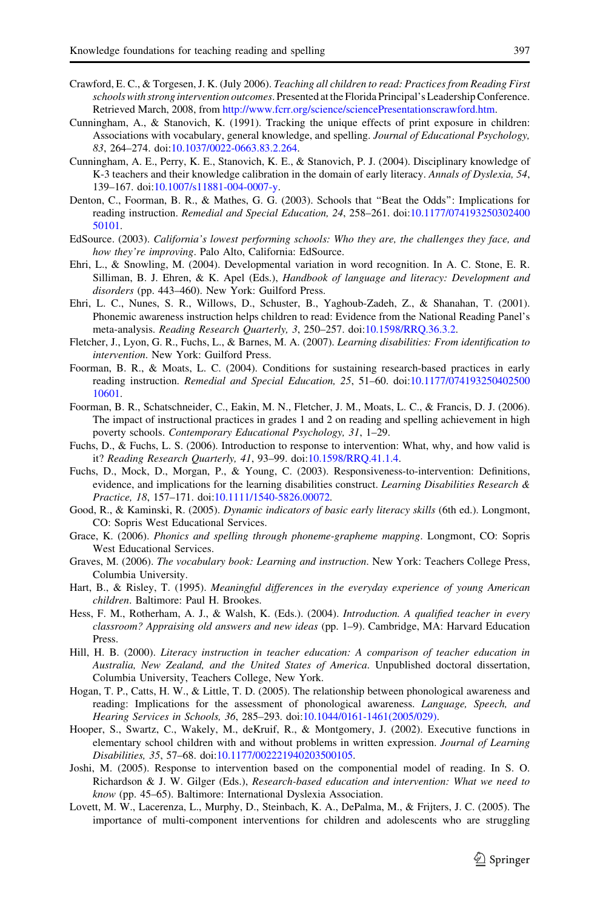Crawford, E. C., & Torgesen, J. K. (July 2006). *Teaching all children to read: Practices from Reading First schools with strong intervention outcomes*. Presented at the Florida Principal's Leadership Conference. Retrieved March, 2008, from http://www.fcrr.org/science/sciencePresentationscrawford.htm.

Cunningham, A., & Stanovich, K. (1991). Tracking the unique effects of print exposure in children: Associations with vocabulary, general knowledge, and spelling. *Journal of Educational Psychology, 83*, 264–274. doi:10.1037/0022-0663.83.2.264.

Cunningham, A. E., Perry, K. E., Stanovich, K. E., & Stanovich, P. J. (2004). Disciplinary knowledge of K-3 teachers and their knowledge calibration in the domain of early literacy. *Annals of Dyslexia, 54*, 139–167. doi:10.1007/s11881-004-0007-y.

Denton, C., Foorman, B. R., & Mathes, G. G. (2003). Schools that "Beat the Odds": Implications for reading instruction. *Remedial and Special Education, 24*, 258–261. doi:10.1177/07419325030240050101.

EdSource. (2003). *California's lowest performing schools: Who they are, the challenges they face, and how they're improving*. Palo Alto, California: EdSource.

Ehri, L., & Snowling, M. (2004). Developmental variation in word recognition. In A. C. Stone, E. R. Silliman, B. J. Ehren, & K. Apel (Eds.), *Handbook of language and literacy: Development and disorders* (pp. 443–460). New York: Guilford Press.

Ehri, L. C., Nunes, S. R., Willows, D., Schuster, B., Yaghoub-Zadeh, Z., & Shanahan, T. (2001). Phonemic awareness instruction helps children to read: Evidence from the National Reading Panel's meta-analysis. *Reading Research Quarterly, 3*, 250–257. doi:10.1598/RRQ.36.3.2.

Fletcher, J., Lyon, G. R., Fuchs, L., & Barnes, M. A. (2007). *Learning disabilities: From identification to intervention*. New York: Guilford Press.

Foorman, B. R., & Moats, L. C. (2004). Conditions for sustaining research-based practices in early reading instruction. *Remedial and Special Education, 25*, 51–60. doi:10.1177/07419325040250010601.

Foorman, B. R., Schatschneider, C., Eakin, M. N., Fletcher, J. M., Moats, L. C., & Francis, D. J. (2006). The impact of instructional practices in grades 1 and 2 on reading and spelling achievement in high poverty schools. *Contemporary Educational Psychology, 31*, 1–29.

Fuchs, D., & Fuchs, L. S. (2006). Introduction to response to intervention: What, why, and how valid is it? *Reading Research Quarterly, 41*, 93–99. doi:10.1598/RRQ.41.1.4.

Fuchs, D., Mock, D., Morgan, P., & Young, C. (2003). Responsiveness-to-intervention: Definitions, evidence, and implications for the learning disabilities construct. *Learning Disabilities Research & Practice, 18*, 157–171. doi:10.1111/1540-5826.00072.

Good, R., & Kaminski, R. (2005). *Dynamic indicators of basic early literacy skills* (6th ed.). Longmont, CO: Sopris West Educational Services.

Grace, K. (2006). *Phonics and spelling through phoneme-grapheme mapping*. Longmont, CO: Sopris West Educational Services.

Graves, M. (2006). *The vocabulary book: Learning and instruction*. New York: Teachers College Press, Columbia University.

Hart, B., & Risley, T. (1995). *Meaningful differences in the everyday experience of young American children*. Baltimore: Paul H. Brookes.

Hess, F. M., Rotherham, A. J., & Walsh, K. (Eds.). (2004). *Introduction. A qualified teacher in every classroom? Appraising old answers and new ideas* (pp. 1–9). Cambridge, MA: Harvard Education Press.

Hill, H. B. (2000). *Literacy instruction in teacher education: A comparison of teacher education in Australia, New Zealand, and the United States of America*. Unpublished doctoral dissertation, Columbia University, Teachers College, New York.

Hogan, T. P., Catts, H. W., & Little, T. D. (2005). The relationship between phonological awareness and reading: Implications for the assessment of phonological awareness. *Language, Speech, and Hearing Services in Schools, 36*, 285–293. doi:10.1044/0161-1461(2005/029).

Hooper, S., Swartz, C., Wakely, M., deKruif, R., & Montgomery, J. (2002). Executive functions in elementary school children with and without problems in written expression. *Journal of Learning Disabilities, 35*, 57–68. doi:10.1177/002221940203500105.

Joshi, M. (2005). Response to intervention based on the componential model of reading. In S. O. Richardson & J. W. Gilger (Eds.), *Research-based education and intervention: What we need to know* (pp. 45–65). Baltimore: International Dyslexia Association.

Lovett, M. W., Lacerenza, L., Murphy, D., Steinbach, K. A., DePalma, M., & Frijters, J. C. (2005). The importance of multi-component interventions for children and adolescents who are struggling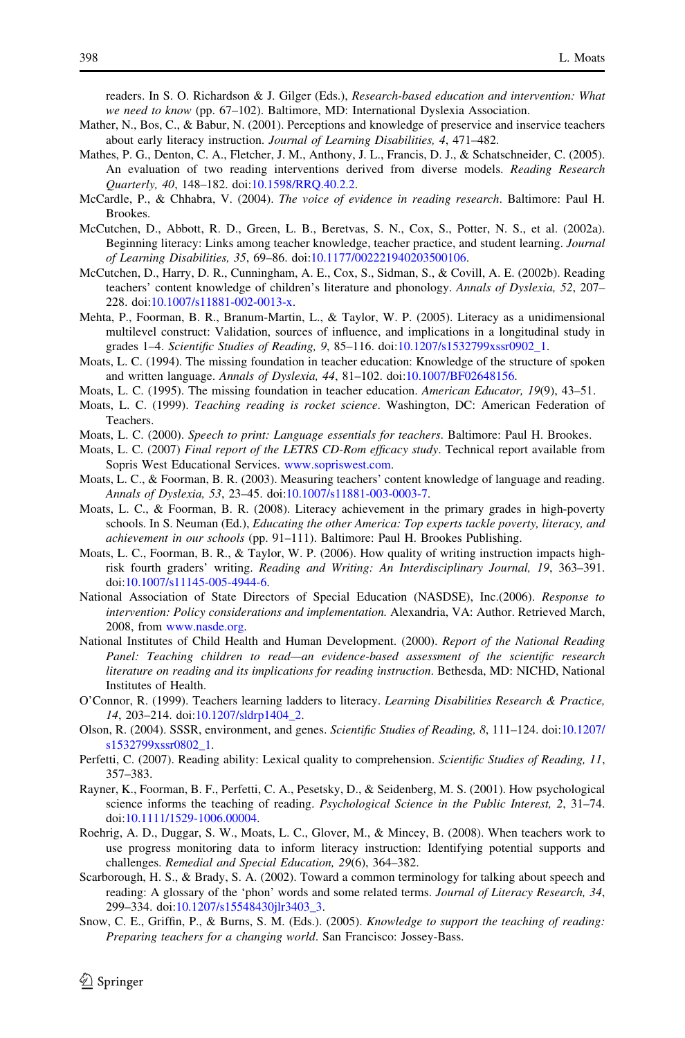readers. In S. O. Richardson & J. Gilger (Eds.), *Research-based education and intervention: What we need to know* (pp. 67–102). Baltimore, MD: International Dyslexia Association.

Mather, N., Bos, C., & Babur, N. (2001). Perceptions and knowledge of preservice and inservice teachers about early literacy instruction. *Journal of Learning Disabilities, 4*, 471–482.

Mathes, P. G., Denton, C. A., Fletcher, J. M., Anthony, J. L., Francis, D. J., & Schatschneider, C. (2005). An evaluation of two reading interventions derived from diverse models. *Reading Research Quarterly, 40*, 148–182. doi:10.1598/RRQ.40.2.2.

McCardle, P., & Chhabra, V. (2004). *The voice of evidence in reading research*. Baltimore: Paul H. Brookes.

McCutchen, D., Abbott, R. D., Green, L. B., Beretvas, S. N., Cox, S., Potter, N. S., et al. (2002a). Beginning literacy: Links among teacher knowledge, teacher practice, and student learning. *Journal of Learning Disabilities, 35*, 69–86. doi:10.1177/002221940203500106.

McCutchen, D., Harry, D. R., Cunningham, A. E., Cox, S., Sidman, S., & Covill, A. E. (2002b). Reading teachers' content knowledge of children's literature and phonology. *Annals of Dyslexia, 52*, 207–228. doi:10.1007/s11881-002-0013-x.

Mehta, P., Foorman, B. R., Branum-Martin, L., & Taylor, W. P. (2005). Literacy as a unidimensional multilevel construct: Validation, sources of influence, and implications in a longitudinal study in grades 1–4. *Scientific Studies of Reading, 9*, 85–116. doi:10.1207/s1532799xssr0902_1.

Moats, L. C. (1994). The missing foundation in teacher education: Knowledge of the structure of spoken and written language. *Annals of Dyslexia, 44*, 81–102. doi:10.1007/BF02648156.

Moats, L. C. (1995). The missing foundation in teacher education. *American Educator, 19*(9), 43–51.

Moats, L. C. (1999). *Teaching reading is rocket science*. Washington, DC: American Federation of Teachers.

Moats, L. C. (2000). *Speech to print: Language essentials for teachers*. Baltimore: Paul H. Brookes.

Moats, L. C. (2007) *Final report of the LETRS CD-Rom efficacy study*. Technical report available from Sopris West Educational Services. www.sopriswest.com.

Moats, L. C., & Foorman, B. R. (2003). Measuring teachers' content knowledge of language and reading. *Annals of Dyslexia, 53*, 23–45. doi:10.1007/s11881-003-0003-7.

Moats, L. C., & Foorman, B. R. (2008). Literacy achievement in the primary grades in high-poverty schools. In S. Neuman (Ed.), *Educating the other America: Top experts tackle poverty, literacy, and achievement in our schools* (pp. 91–111). Baltimore: Paul H. Brookes Publishing.

Moats, L. C., Foorman, B. R., & Taylor, W. P. (2006). How quality of writing instruction impacts high-risk fourth graders' writing. *Reading and Writing: An Interdisciplinary Journal, 19*, 363–391. doi:10.1007/s11145-005-4944-6.

National Association of State Directors of Special Education (NASDSE), Inc.(2006). *Response to intervention: Policy considerations and implementation.* Alexandria, VA: Author. Retrieved March, 2008, from www.nasde.org.

National Institutes of Child Health and Human Development. (2000). *Report of the National Reading Panel: Teaching children to read—an evidence-based assessment of the scientific research literature on reading and its implications for reading instruction*. Bethesda, MD: NICHD, National Institutes of Health.

O'Connor, R. (1999). Teachers learning ladders to literacy. *Learning Disabilities Research & Practice, 14*, 203–214. doi:10.1207/sldrp1404_2.

Olson, R. (2004). SSSR, environment, and genes. *Scientific Studies of Reading, 8*, 111–124. doi:10.1207/s1532799xssr0802_1.

Perfetti, C. (2007). Reading ability: Lexical quality to comprehension. *Scientific Studies of Reading, 11*, 357–383.

Rayner, K., Foorman, B. F., Perfetti, C. A., Pesetsky, D., & Seidenberg, M. S. (2001). How psychological science informs the teaching of reading. *Psychological Science in the Public Interest, 2*, 31–74. doi:10.1111/1529-1006.00004.

Roehrig, A. D., Duggar, S. W., Moats, L. C., Glover, M., & Mincey, B. (2008). When teachers work to use progress monitoring data to inform literacy instruction: Identifying potential supports and challenges. *Remedial and Special Education, 29*(6), 364–382.

Scarborough, H. S., & Brady, S. A. (2002). Toward a common terminology for talking about speech and reading: A glossary of the 'phon' words and some related terms. *Journal of Literacy Research, 34*, 299–334. doi:10.1207/s15548430jlr3403_3.

Snow, C. E., Griffin, P., & Burns, S. M. (Eds.). (2005). *Knowledge to support the teaching of reading: Preparing teachers for a changing world*. San Francisco: Jossey-Bass.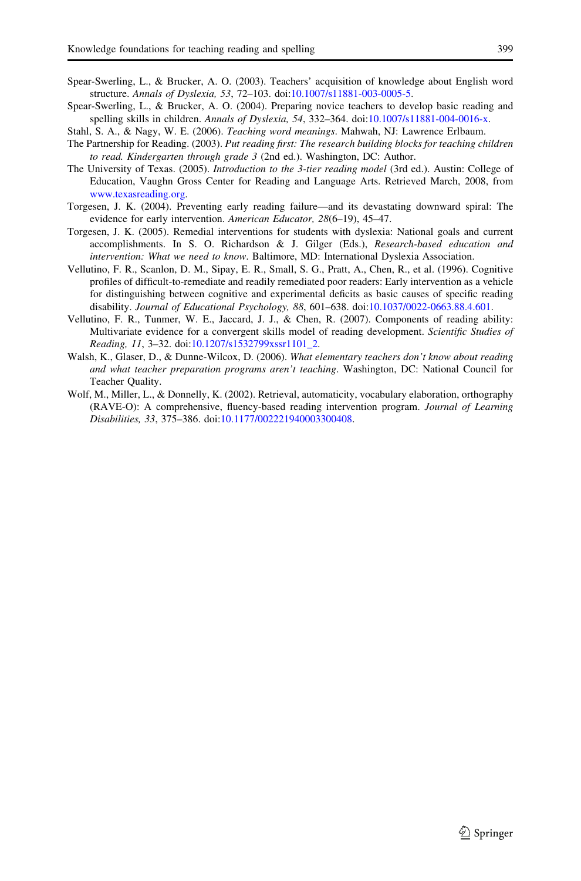Spear-Swerling, L., & Brucker, A. O. (2003). Teachers' acquisition of knowledge about English word structure. *Annals of Dyslexia, 53*, 72–103. doi:10.1007/s11881-003-0005-5.

Spear-Swerling, L., & Brucker, A. O. (2004). Preparing novice teachers to develop basic reading and spelling skills in children. *Annals of Dyslexia, 54*, 332–364. doi:10.1007/s11881-004-0016-x.

Stahl, S. A., & Nagy, W. E. (2006). *Teaching word meanings*. Mahwah, NJ: Lawrence Erlbaum.

The Partnership for Reading. (2003). *Put reading first: The research building blocks for teaching children to read. Kindergarten through grade 3* (2nd ed.). Washington, DC: Author.

The University of Texas. (2005). *Introduction to the 3-tier reading model* (3rd ed.). Austin: College of Education, Vaughn Gross Center for Reading and Language Arts. Retrieved March, 2008, from www.texasreading.org.

Torgesen, J. K. (2004). Preventing early reading failure—and its devastating downward spiral: The evidence for early intervention. *American Educator, 28*(6–19), 45–47.

Torgesen, J. K. (2005). Remedial interventions for students with dyslexia: National goals and current accomplishments. In S. O. Richardson & J. Gilger (Eds.), *Research-based education and intervention: What we need to know*. Baltimore, MD: International Dyslexia Association.

Vellutino, F. R., Scanlon, D. M., Sipay, E. R., Small, S. G., Pratt, A., Chen, R., et al. (1996). Cognitive profiles of difficult-to-remediate and readily remediated poor readers: Early intervention as a vehicle for distinguishing between cognitive and experimental deficits as basic causes of specific reading disability. *Journal of Educational Psychology, 88*, 601–638. doi:10.1037/0022-0663.88.4.601.

Vellutino, F. R., Tunmer, W. E., Jaccard, J. J., & Chen, R. (2007). Components of reading ability: Multivariate evidence for a convergent skills model of reading development. *Scientific Studies of Reading, 11*, 3–32. doi:10.1207/s1532799xssr1101_2.

Walsh, K., Glaser, D., & Dunne-Wilcox, D. (2006). *What elementary teachers don't know about reading and what teacher preparation programs aren't teaching*. Washington, DC: National Council for Teacher Quality.

Wolf, M., Miller, L., & Donnelly, K. (2002). Retrieval, automaticity, vocabulary elaboration, orthography (RAVE-O): A comprehensive, fluency-based reading intervention program. *Journal of Learning Disabilities, 33*, 375–386. doi:10.1177/002221940003300408.